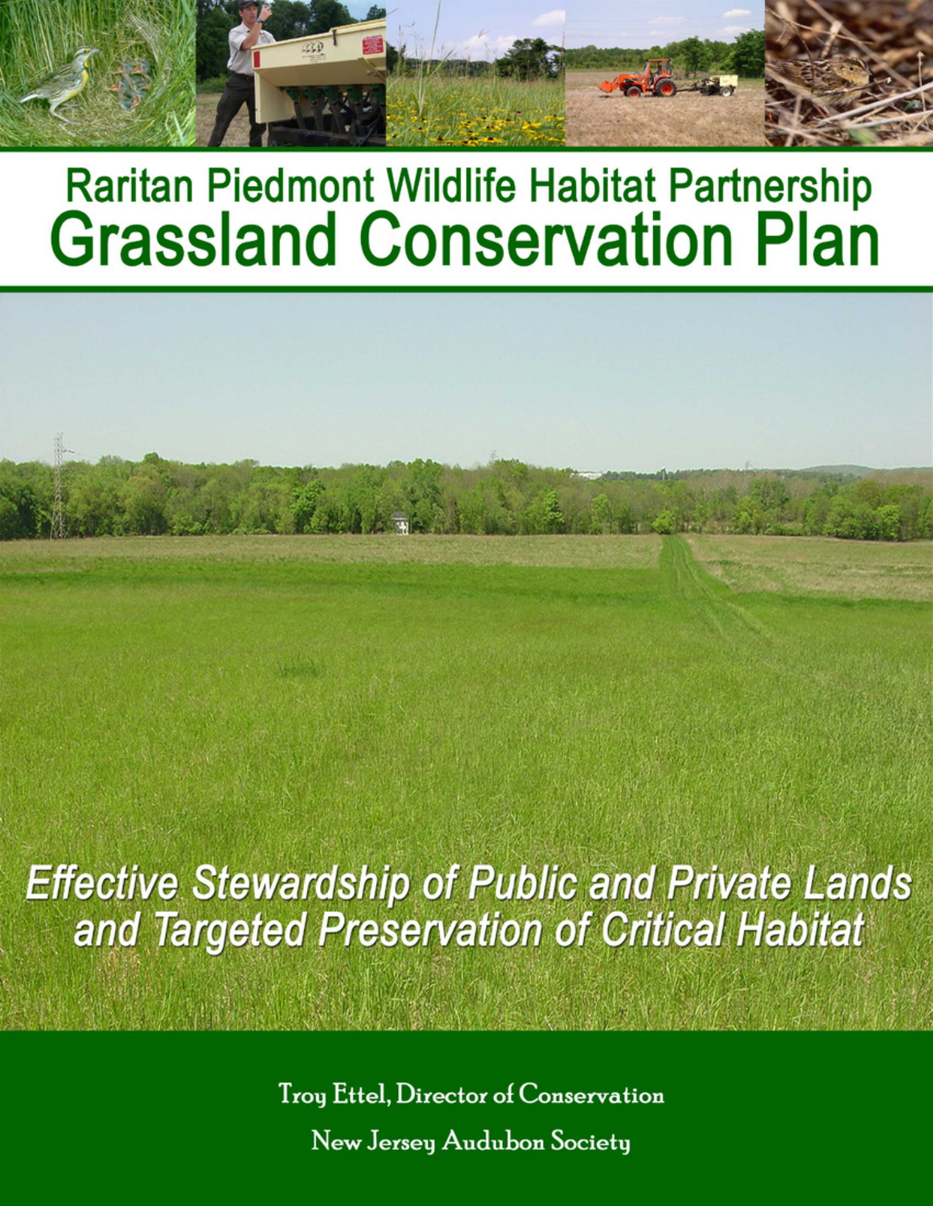# Raritan Piedmont Wildlife Habitat Partnership

# Grassland Conservation Plan

*Effective Stewardship of Public and Private Lands and Targeted Preservation of Critical Habitat*

Troy Ettel, Director of Conservation

New Jersey Audubon Society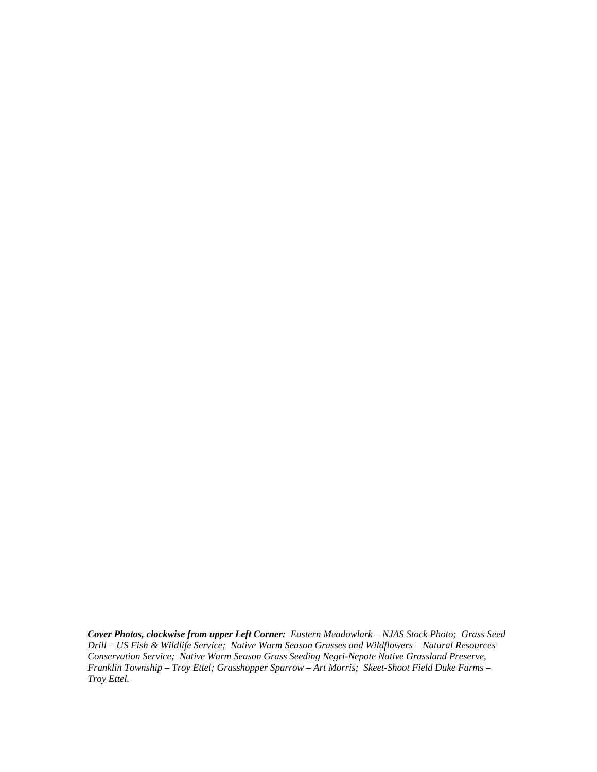***Cover Photos, clockwise from upper Left Corner:*** *Eastern Meadowlark – NJAS Stock Photo; Grass Seed Drill – US Fish & Wildlife Service; Native Warm Season Grasses and Wildflowers – Natural Resources Conservation Service; Native Warm Season Grass Seeding Negri-Nepote Native Grassland Preserve, Franklin Township – Troy Ettel; Grasshopper Sparrow – Art Morris; Skeet-Shoot Field Duke Farms – Troy Ettel.*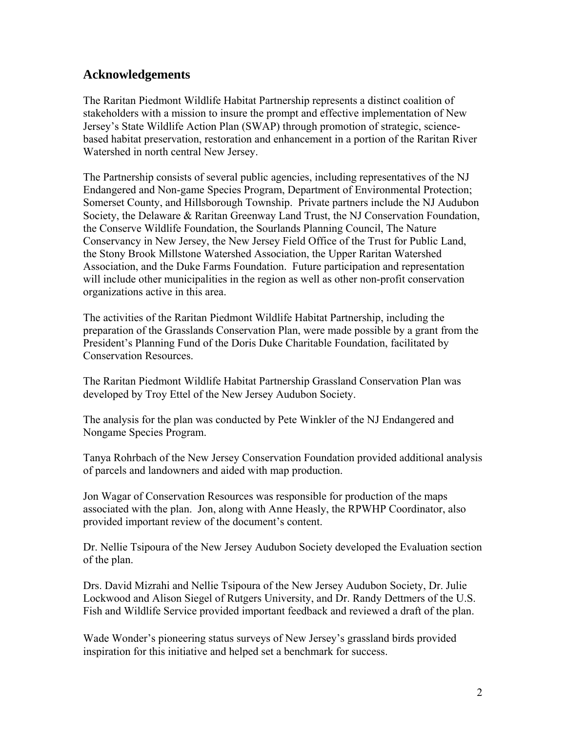## Acknowledgements

The Raritan Piedmont Wildlife Habitat Partnership represents a distinct coalition of stakeholders with a mission to insure the prompt and effective implementation of New Jersey's State Wildlife Action Plan (SWAP) through promotion of strategic, science-based habitat preservation, restoration and enhancement in a portion of the Raritan River Watershed in north central New Jersey.

The Partnership consists of several public agencies, including representatives of the NJ Endangered and Non-game Species Program, Department of Environmental Protection; Somerset County, and Hillsborough Township. Private partners include the NJ Audubon Society, the Delaware & Raritan Greenway Land Trust, the NJ Conservation Foundation, the Conserve Wildlife Foundation, the Sourlands Planning Council, The Nature Conservancy in New Jersey, the New Jersey Field Office of the Trust for Public Land, the Stony Brook Millstone Watershed Association, the Upper Raritan Watershed Association, and the Duke Farms Foundation. Future participation and representation will include other municipalities in the region as well as other non-profit conservation organizations active in this area.

The activities of the Raritan Piedmont Wildlife Habitat Partnership, including the preparation of the Grasslands Conservation Plan, were made possible by a grant from the President's Planning Fund of the Doris Duke Charitable Foundation, facilitated by Conservation Resources.

The Raritan Piedmont Wildlife Habitat Partnership Grassland Conservation Plan was developed by Troy Ettel of the New Jersey Audubon Society.

The analysis for the plan was conducted by Pete Winkler of the NJ Endangered and Nongame Species Program.

Tanya Rohrbach of the New Jersey Conservation Foundation provided additional analysis of parcels and landowners and aided with map production.

Jon Wagar of Conservation Resources was responsible for production of the maps associated with the plan. Jon, along with Anne Heasly, the RPWHP Coordinator, also provided important review of the document's content.

Dr. Nellie Tsipoura of the New Jersey Audubon Society developed the Evaluation section of the plan.

Drs. David Mizrahi and Nellie Tsipoura of the New Jersey Audubon Society, Dr. Julie Lockwood and Alison Siegel of Rutgers University, and Dr. Randy Dettmers of the U.S. Fish and Wildlife Service provided important feedback and reviewed a draft of the plan.

Wade Wonder's pioneering status surveys of New Jersey's grassland birds provided inspiration for this initiative and helped set a benchmark for success.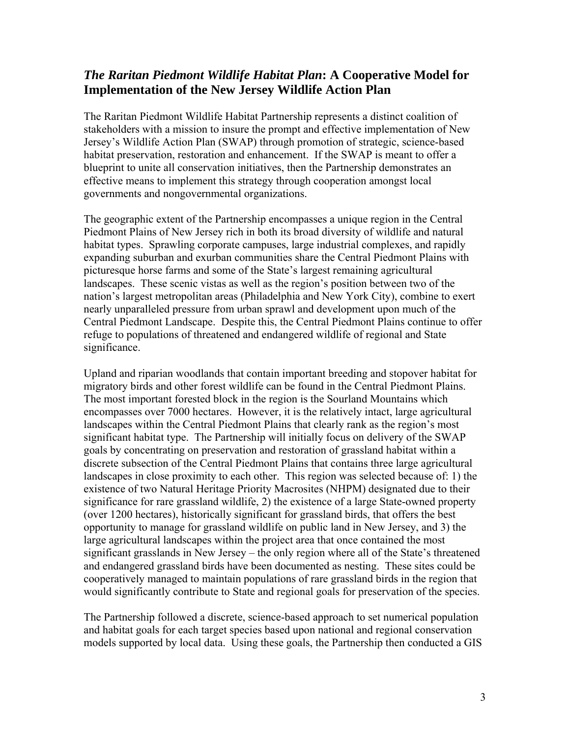## *The Raritan Piedmont Wildlife Habitat Plan*: A Cooperative Model for Implementation of the New Jersey Wildlife Action Plan

The Raritan Piedmont Wildlife Habitat Partnership represents a distinct coalition of stakeholders with a mission to insure the prompt and effective implementation of New Jersey's Wildlife Action Plan (SWAP) through promotion of strategic, science-based habitat preservation, restoration and enhancement. If the SWAP is meant to offer a blueprint to unite all conservation initiatives, then the Partnership demonstrates an effective means to implement this strategy through cooperation amongst local governments and nongovernmental organizations.

The geographic extent of the Partnership encompasses a unique region in the Central Piedmont Plains of New Jersey rich in both its broad diversity of wildlife and natural habitat types. Sprawling corporate campuses, large industrial complexes, and rapidly expanding suburban and exurban communities share the Central Piedmont Plains with picturesque horse farms and some of the State's largest remaining agricultural landscapes. These scenic vistas as well as the region's position between two of the nation's largest metropolitan areas (Philadelphia and New York City), combine to exert nearly unparalleled pressure from urban sprawl and development upon much of the Central Piedmont Landscape. Despite this, the Central Piedmont Plains continue to offer refuge to populations of threatened and endangered wildlife of regional and State significance.

Upland and riparian woodlands that contain important breeding and stopover habitat for migratory birds and other forest wildlife can be found in the Central Piedmont Plains. The most important forested block in the region is the Sourland Mountains which encompasses over 7000 hectares. However, it is the relatively intact, large agricultural landscapes within the Central Piedmont Plains that clearly rank as the region's most significant habitat type. The Partnership will initially focus on delivery of the SWAP goals by concentrating on preservation and restoration of grassland habitat within a discrete subsection of the Central Piedmont Plains that contains three large agricultural landscapes in close proximity to each other. This region was selected because of: 1) the existence of two Natural Heritage Priority Macrosites (NHPM) designated due to their significance for rare grassland wildlife, 2) the existence of a large State-owned property (over 1200 hectares), historically significant for grassland birds, that offers the best opportunity to manage for grassland wildlife on public land in New Jersey, and 3) the large agricultural landscapes within the project area that once contained the most significant grasslands in New Jersey – the only region where all of the State's threatened and endangered grassland birds have been documented as nesting. These sites could be cooperatively managed to maintain populations of rare grassland birds in the region that would significantly contribute to State and regional goals for preservation of the species.

The Partnership followed a discrete, science-based approach to set numerical population and habitat goals for each target species based upon national and regional conservation models supported by local data. Using these goals, the Partnership then conducted a GIS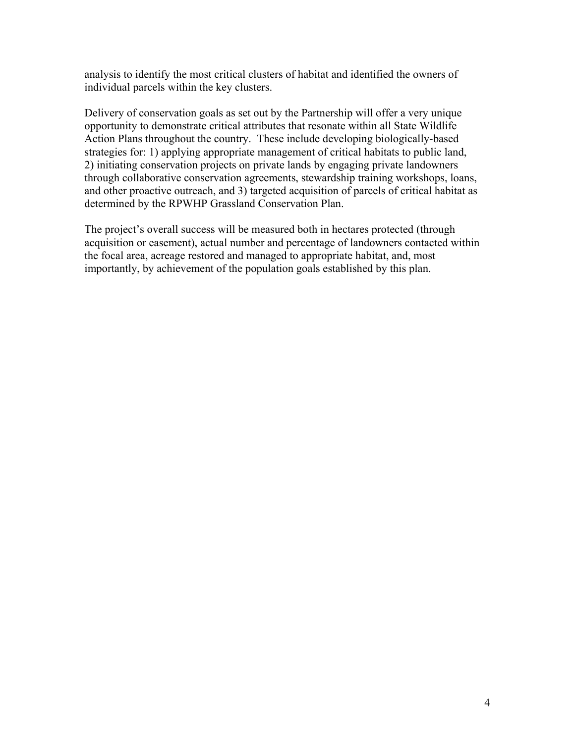analysis to identify the most critical clusters of habitat and identified the owners of individual parcels within the key clusters.

Delivery of conservation goals as set out by the Partnership will offer a very unique opportunity to demonstrate critical attributes that resonate within all State Wildlife Action Plans throughout the country. These include developing biologically-based strategies for: 1) applying appropriate management of critical habitats to public land, 2) initiating conservation projects on private lands by engaging private landowners through collaborative conservation agreements, stewardship training workshops, loans, and other proactive outreach, and 3) targeted acquisition of parcels of critical habitat as determined by the RPWHP Grassland Conservation Plan.

The project's overall success will be measured both in hectares protected (through acquisition or easement), actual number and percentage of landowners contacted within the focal area, acreage restored and managed to appropriate habitat, and, most importantly, by achievement of the population goals established by this plan.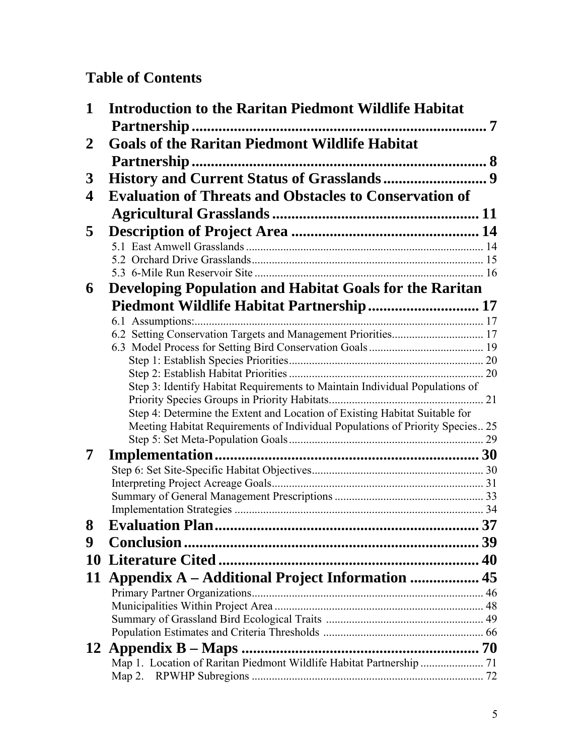# Table of Contents

**1 Introduction to the Raritan Piedmont Wildlife Habitat Partnership ........ 7**

**2 Goals of the Raritan Piedmont Wildlife Habitat Partnership ........ 8**

**3 History and Current Status of Grasslands ........ 9**

**4 Evaluation of Threats and Obstacles to Conservation of Agricultural Grasslands ........ 11**

**5 Description of Project Area ........ 14**

- 5.1 East Amwell Grasslands ........ 14
- 5.2 Orchard Drive Grasslands ........ 15
- 5.3 6-Mile Run Reservoir Site ........ 16

**6 Developing Population and Habitat Goals for the Raritan Piedmont Wildlife Habitat Partnership ........ 17**

- 6.1 Assumptions: ........ 17
- 6.2 Setting Conservation Targets and Management Priorities ........ 17
- 6.3 Model Process for Setting Bird Conservation Goals ........ 19
  - Step 1: Establish Species Priorities ........ 20
  - Step 2: Establish Habitat Priorities ........ 20
  - Step 3: Identify Habitat Requirements to Maintain Individual Populations of Priority Species Groups in Priority Habitats ........ 21
  - Step 4: Determine the Extent and Location of Existing Habitat Suitable for Meeting Habitat Requirements of Individual Populations of Priority Species ........ 25
  - Step 5: Set Meta-Population Goals ........ 29

**7 Implementation ........ 30**

- Step 6: Set Site-Specific Habitat Objectives ........ 30
- Interpreting Project Acreage Goals ........ 31
- Summary of General Management Prescriptions ........ 33
- Implementation Strategies ........ 34

**8 Evaluation Plan ........ 37**

**9 Conclusion ........ 39**

**10 Literature Cited ........ 40**

**11 Appendix A – Additional Project Information ........ 45**

- Primary Partner Organizations ........ 46
- Municipalities Within Project Area ........ 48
- Summary of Grassland Bird Ecological Traits ........ 49
- Population Estimates and Criteria Thresholds ........ 66

**12 Appendix B – Maps ........ 70**

- Map 1. Location of Raritan Piedmont Wildlife Habitat Partnership ........ 71
- Map 2. RPWHP Subregions ........ 72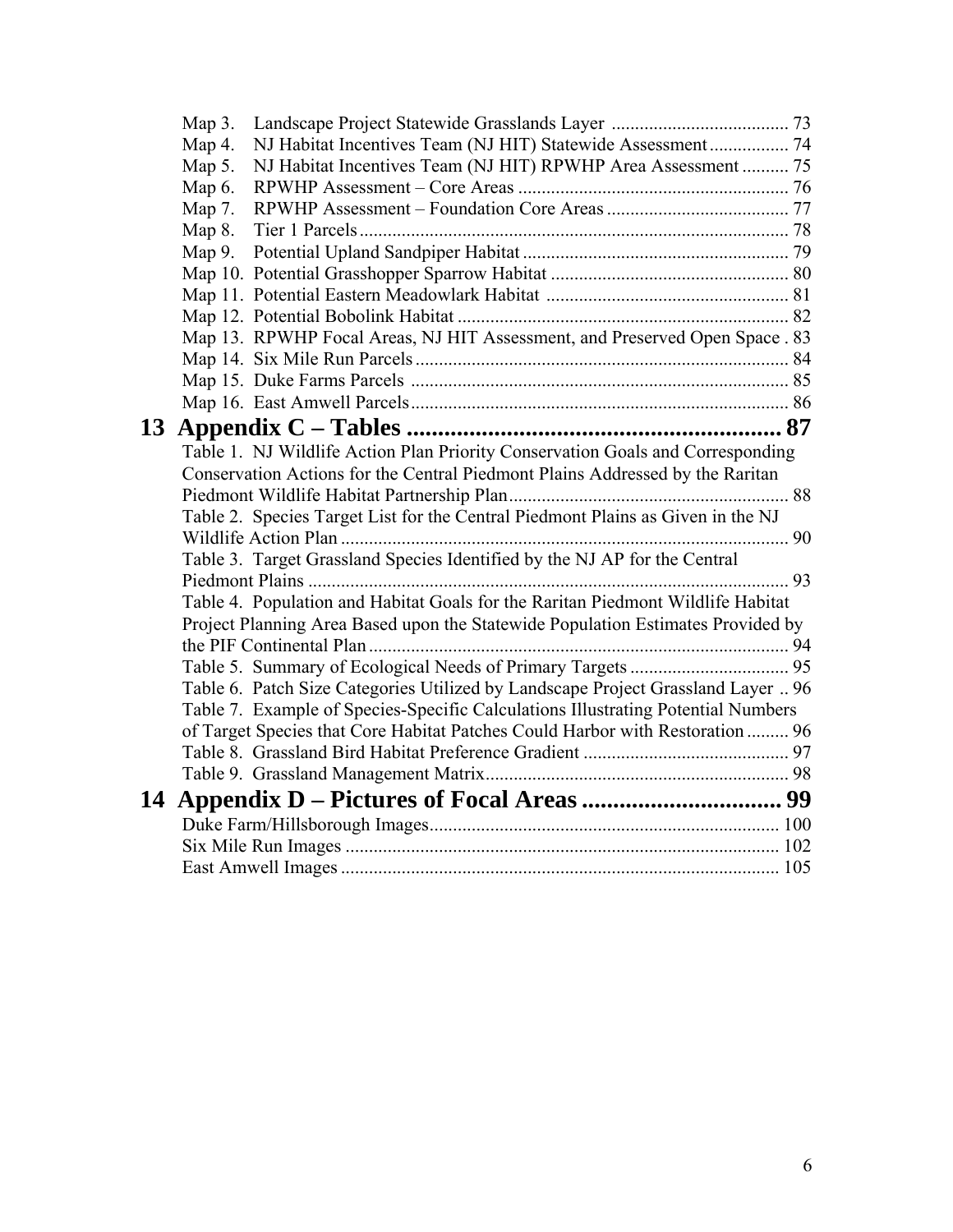Map 3. Landscape Project Statewide Grasslands Layer ...................................... 73
Map 4. NJ Habitat Incentives Team (NJ HIT) Statewide Assessment ................. 74
Map 5. NJ Habitat Incentives Team (NJ HIT) RPWHP Area Assessment .......... 75
Map 6. RPWHP Assessment – Core Areas .......................................................... 76
Map 7. RPWHP Assessment – Foundation Core Areas ....................................... 77
Map 8. Tier 1 Parcels ............................................................................................ 78
Map 9. Potential Upland Sandpiper Habitat ......................................................... 79
Map 10. Potential Grasshopper Sparrow Habitat ................................................... 80
Map 11. Potential Eastern Meadowlark Habitat .................................................... 81
Map 12. Potential Bobolink Habitat ....................................................................... 82
Map 13. RPWHP Focal Areas, NJ HIT Assessment, and Preserved Open Space . 83
Map 14. Six Mile Run Parcels ................................................................................ 84
Map 15. Duke Farms Parcels ................................................................................. 85
Map 16. East Amwell Parcels ................................................................................. 86

# 13 Appendix C – Tables ........................................................... 87

Table 1. NJ Wildlife Action Plan Priority Conservation Goals and Corresponding Conservation Actions for the Central Piedmont Plains Addressed by the Raritan Piedmont Wildlife Habitat Partnership Plan ............................................................ 88
Table 2. Species Target List for the Central Piedmont Plains as Given in the NJ Wildlife Action Plan ................................................................................................ 90
Table 3. Target Grassland Species Identified by the NJ AP for the Central Piedmont Plains ....................................................................................................... 93
Table 4. Population and Habitat Goals for the Raritan Piedmont Wildlife Habitat Project Planning Area Based upon the Statewide Population Estimates Provided by the PIF Continental Plan .......................................................................................... 94
Table 5. Summary of Ecological Needs of Primary Targets .................................. 95
Table 6. Patch Size Categories Utilized by Landscape Project Grassland Layer .. 96
Table 7. Example of Species-Specific Calculations Illustrating Potential Numbers of Target Species that Core Habitat Patches Could Harbor with Restoration ......... 96
Table 8. Grassland Bird Habitat Preference Gradient ............................................ 97
Table 9. Grassland Management Matrix ................................................................. 98

# 14 Appendix D – Pictures of Focal Areas ................................ 99

Duke Farm/Hillsborough Images ........................................................................... 100
Six Mile Run Images ............................................................................................. 102
East Amwell Images .............................................................................................. 105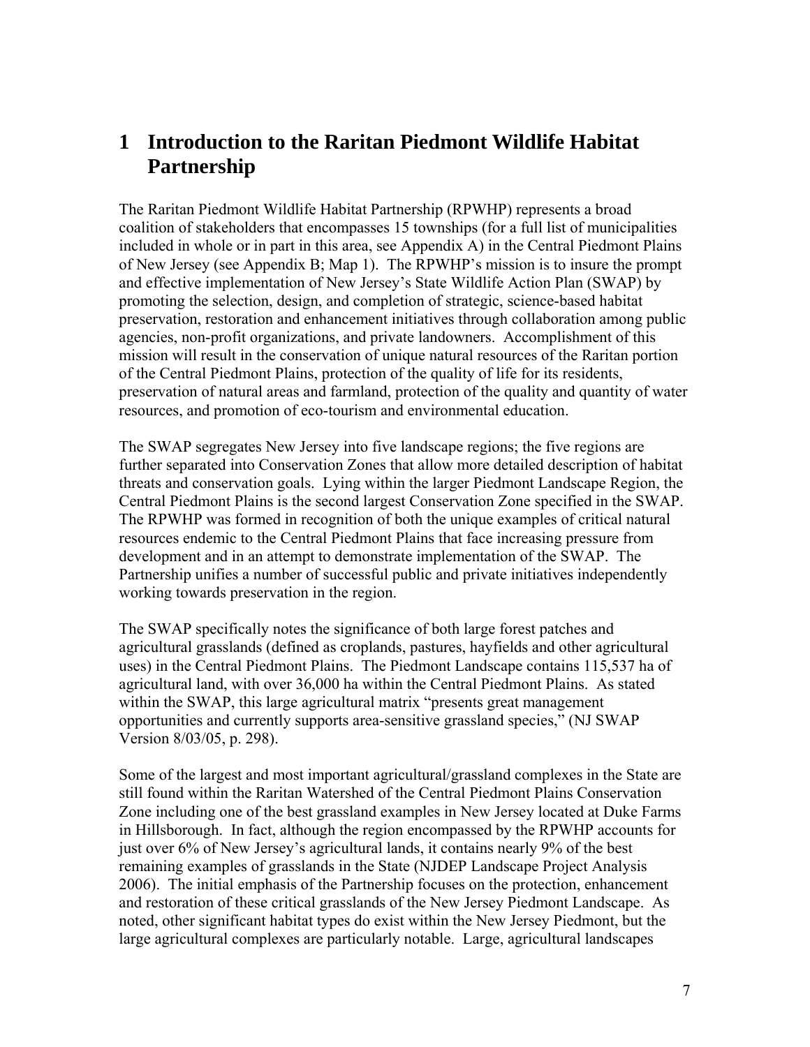# 1 Introduction to the Raritan Piedmont Wildlife Habitat Partnership

The Raritan Piedmont Wildlife Habitat Partnership (RPWHP) represents a broad coalition of stakeholders that encompasses 15 townships (for a full list of municipalities included in whole or in part in this area, see Appendix A) in the Central Piedmont Plains of New Jersey (see Appendix B; Map 1). The RPWHP's mission is to insure the prompt and effective implementation of New Jersey's State Wildlife Action Plan (SWAP) by promoting the selection, design, and completion of strategic, science-based habitat preservation, restoration and enhancement initiatives through collaboration among public agencies, non-profit organizations, and private landowners. Accomplishment of this mission will result in the conservation of unique natural resources of the Raritan portion of the Central Piedmont Plains, protection of the quality of life for its residents, preservation of natural areas and farmland, protection of the quality and quantity of water resources, and promotion of eco-tourism and environmental education.

The SWAP segregates New Jersey into five landscape regions; the five regions are further separated into Conservation Zones that allow more detailed description of habitat threats and conservation goals. Lying within the larger Piedmont Landscape Region, the Central Piedmont Plains is the second largest Conservation Zone specified in the SWAP. The RPWHP was formed in recognition of both the unique examples of critical natural resources endemic to the Central Piedmont Plains that face increasing pressure from development and in an attempt to demonstrate implementation of the SWAP. The Partnership unifies a number of successful public and private initiatives independently working towards preservation in the region.

The SWAP specifically notes the significance of both large forest patches and agricultural grasslands (defined as croplands, pastures, hayfields and other agricultural uses) in the Central Piedmont Plains. The Piedmont Landscape contains 115,537 ha of agricultural land, with over 36,000 ha within the Central Piedmont Plains. As stated within the SWAP, this large agricultural matrix "presents great management opportunities and currently supports area-sensitive grassland species," (NJ SWAP Version 8/03/05, p. 298).

Some of the largest and most important agricultural/grassland complexes in the State are still found within the Raritan Watershed of the Central Piedmont Plains Conservation Zone including one of the best grassland examples in New Jersey located at Duke Farms in Hillsborough. In fact, although the region encompassed by the RPWHP accounts for just over 6% of New Jersey's agricultural lands, it contains nearly 9% of the best remaining examples of grasslands in the State (NJDEP Landscape Project Analysis 2006). The initial emphasis of the Partnership focuses on the protection, enhancement and restoration of these critical grasslands of the New Jersey Piedmont Landscape. As noted, other significant habitat types do exist within the New Jersey Piedmont, but the large agricultural complexes are particularly notable. Large, agricultural landscapes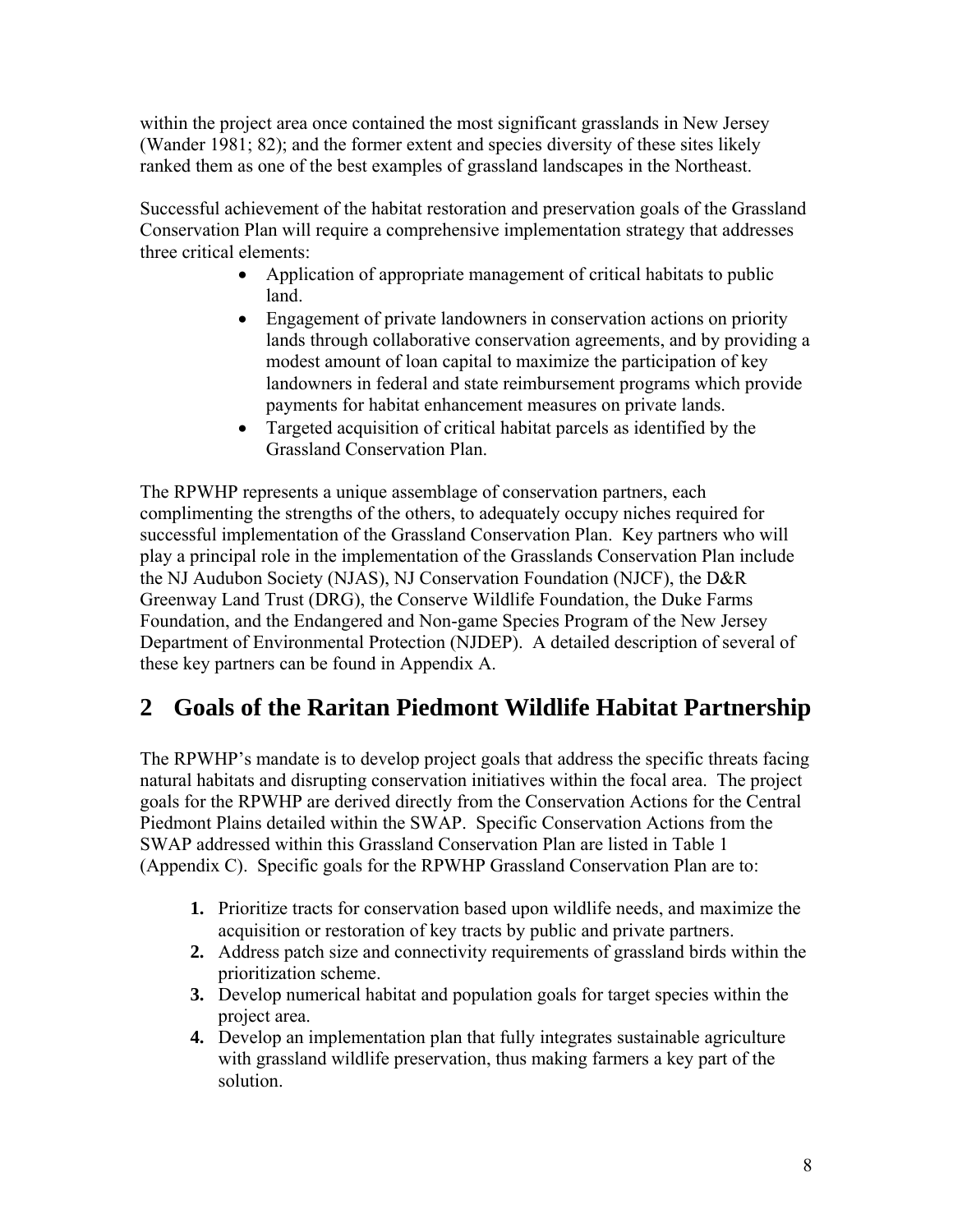within the project area once contained the most significant grasslands in New Jersey (Wander 1981; 82); and the former extent and species diversity of these sites likely ranked them as one of the best examples of grassland landscapes in the Northeast.

Successful achievement of the habitat restoration and preservation goals of the Grassland Conservation Plan will require a comprehensive implementation strategy that addresses three critical elements:

- Application of appropriate management of critical habitats to public land.
- Engagement of private landowners in conservation actions on priority lands through collaborative conservation agreements, and by providing a modest amount of loan capital to maximize the participation of key landowners in federal and state reimbursement programs which provide payments for habitat enhancement measures on private lands.
- Targeted acquisition of critical habitat parcels as identified by the Grassland Conservation Plan.

The RPWHP represents a unique assemblage of conservation partners, each complimenting the strengths of the others, to adequately occupy niches required for successful implementation of the Grassland Conservation Plan. Key partners who will play a principal role in the implementation of the Grasslands Conservation Plan include the NJ Audubon Society (NJAS), NJ Conservation Foundation (NJCF), the D&R Greenway Land Trust (DRG), the Conserve Wildlife Foundation, the Duke Farms Foundation, and the Endangered and Non-game Species Program of the New Jersey Department of Environmental Protection (NJDEP). A detailed description of several of these key partners can be found in Appendix A.

# 2 Goals of the Raritan Piedmont Wildlife Habitat Partnership

The RPWHP's mandate is to develop project goals that address the specific threats facing natural habitats and disrupting conservation initiatives within the focal area. The project goals for the RPWHP are derived directly from the Conservation Actions for the Central Piedmont Plains detailed within the SWAP. Specific Conservation Actions from the SWAP addressed within this Grassland Conservation Plan are listed in Table 1 (Appendix C). Specific goals for the RPWHP Grassland Conservation Plan are to:

1. Prioritize tracts for conservation based upon wildlife needs, and maximize the acquisition or restoration of key tracts by public and private partners.
2. Address patch size and connectivity requirements of grassland birds within the prioritization scheme.
3. Develop numerical habitat and population goals for target species within the project area.
4. Develop an implementation plan that fully integrates sustainable agriculture with grassland wildlife preservation, thus making farmers a key part of the solution.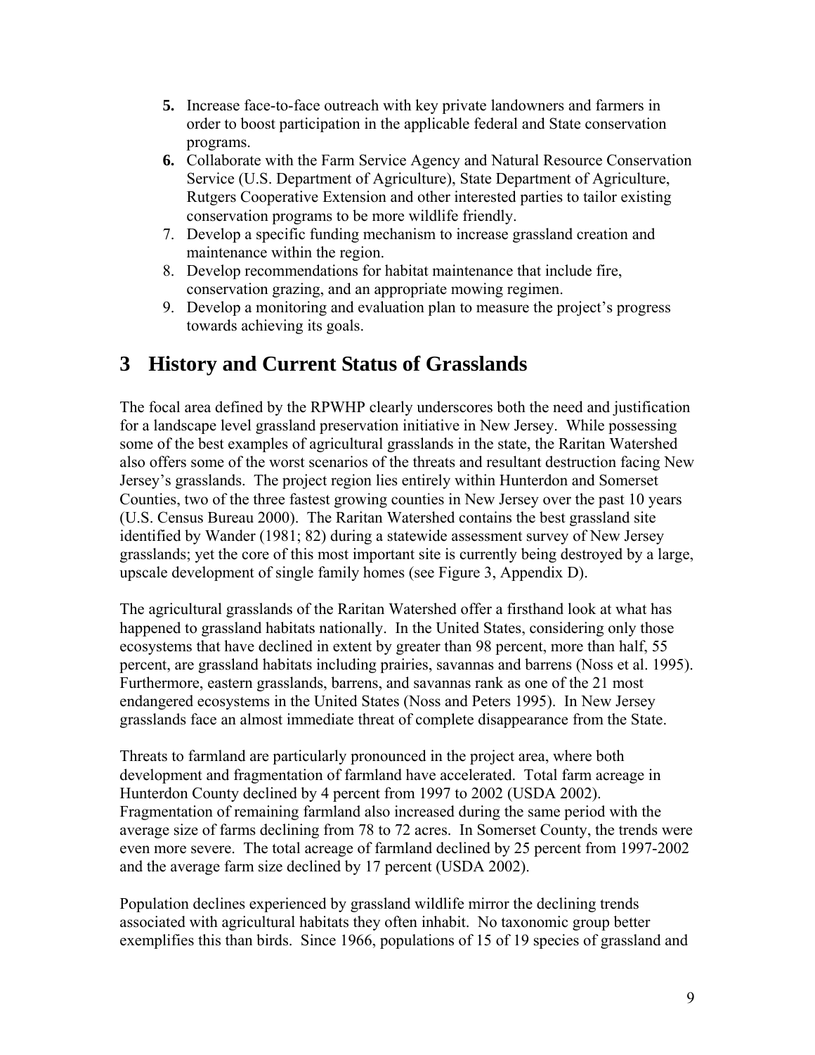5. Increase face-to-face outreach with key private landowners and farmers in order to boost participation in the applicable federal and State conservation programs.
6. Collaborate with the Farm Service Agency and Natural Resource Conservation Service (U.S. Department of Agriculture), State Department of Agriculture, Rutgers Cooperative Extension and other interested parties to tailor existing conservation programs to be more wildlife friendly.
7. Develop a specific funding mechanism to increase grassland creation and maintenance within the region.
8. Develop recommendations for habitat maintenance that include fire, conservation grazing, and an appropriate mowing regimen.
9. Develop a monitoring and evaluation plan to measure the project's progress towards achieving its goals.

# 3 History and Current Status of Grasslands

The focal area defined by the RPWHP clearly underscores both the need and justification for a landscape level grassland preservation initiative in New Jersey. While possessing some of the best examples of agricultural grasslands in the state, the Raritan Watershed also offers some of the worst scenarios of the threats and resultant destruction facing New Jersey's grasslands. The project region lies entirely within Hunterdon and Somerset Counties, two of the three fastest growing counties in New Jersey over the past 10 years (U.S. Census Bureau 2000). The Raritan Watershed contains the best grassland site identified by Wander (1981; 82) during a statewide assessment survey of New Jersey grasslands; yet the core of this most important site is currently being destroyed by a large, upscale development of single family homes (see Figure 3, Appendix D).

The agricultural grasslands of the Raritan Watershed offer a firsthand look at what has happened to grassland habitats nationally. In the United States, considering only those ecosystems that have declined in extent by greater than 98 percent, more than half, 55 percent, are grassland habitats including prairies, savannas and barrens (Noss et al. 1995). Furthermore, eastern grasslands, barrens, and savannas rank as one of the 21 most endangered ecosystems in the United States (Noss and Peters 1995). In New Jersey grasslands face an almost immediate threat of complete disappearance from the State.

Threats to farmland are particularly pronounced in the project area, where both development and fragmentation of farmland have accelerated. Total farm acreage in Hunterdon County declined by 4 percent from 1997 to 2002 (USDA 2002). Fragmentation of remaining farmland also increased during the same period with the average size of farms declining from 78 to 72 acres. In Somerset County, the trends were even more severe. The total acreage of farmland declined by 25 percent from 1997-2002 and the average farm size declined by 17 percent (USDA 2002).

Population declines experienced by grassland wildlife mirror the declining trends associated with agricultural habitats they often inhabit. No taxonomic group better exemplifies this than birds. Since 1966, populations of 15 of 19 species of grassland and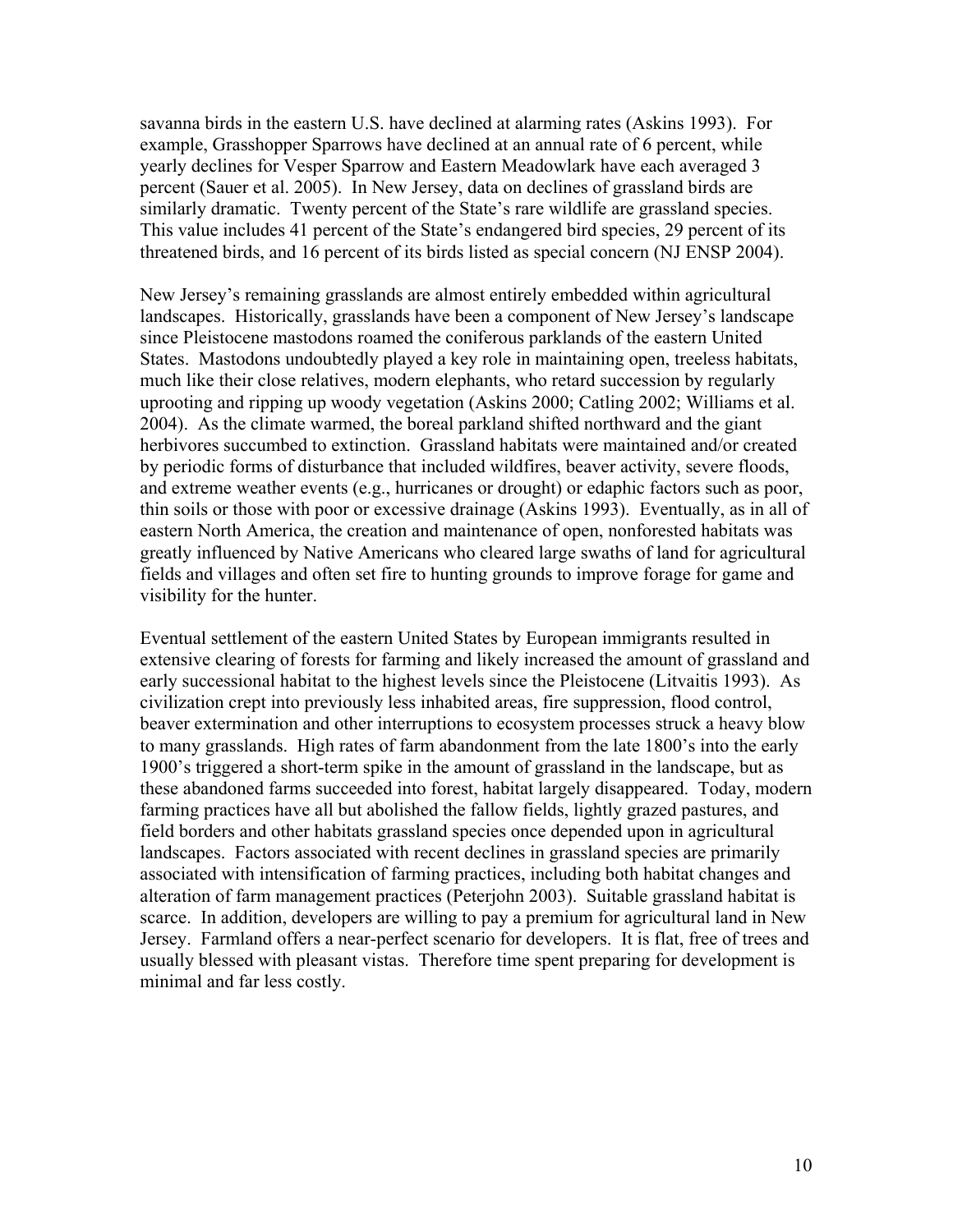savanna birds in the eastern U.S. have declined at alarming rates (Askins 1993). For example, Grasshopper Sparrows have declined at an annual rate of 6 percent, while yearly declines for Vesper Sparrow and Eastern Meadowlark have each averaged 3 percent (Sauer et al. 2005). In New Jersey, data on declines of grassland birds are similarly dramatic. Twenty percent of the State's rare wildlife are grassland species. This value includes 41 percent of the State's endangered bird species, 29 percent of its threatened birds, and 16 percent of its birds listed as special concern (NJ ENSP 2004).

New Jersey's remaining grasslands are almost entirely embedded within agricultural landscapes. Historically, grasslands have been a component of New Jersey's landscape since Pleistocene mastodons roamed the coniferous parklands of the eastern United States. Mastodons undoubtedly played a key role in maintaining open, treeless habitats, much like their close relatives, modern elephants, who retard succession by regularly uprooting and ripping up woody vegetation (Askins 2000; Catling 2002; Williams et al. 2004). As the climate warmed, the boreal parkland shifted northward and the giant herbivores succumbed to extinction. Grassland habitats were maintained and/or created by periodic forms of disturbance that included wildfires, beaver activity, severe floods, and extreme weather events (e.g., hurricanes or drought) or edaphic factors such as poor, thin soils or those with poor or excessive drainage (Askins 1993). Eventually, as in all of eastern North America, the creation and maintenance of open, nonforested habitats was greatly influenced by Native Americans who cleared large swaths of land for agricultural fields and villages and often set fire to hunting grounds to improve forage for game and visibility for the hunter.

Eventual settlement of the eastern United States by European immigrants resulted in extensive clearing of forests for farming and likely increased the amount of grassland and early successional habitat to the highest levels since the Pleistocene (Litvaitis 1993). As civilization crept into previously less inhabited areas, fire suppression, flood control, beaver extermination and other interruptions to ecosystem processes struck a heavy blow to many grasslands. High rates of farm abandonment from the late 1800's into the early 1900's triggered a short-term spike in the amount of grassland in the landscape, but as these abandoned farms succeeded into forest, habitat largely disappeared. Today, modern farming practices have all but abolished the fallow fields, lightly grazed pastures, and field borders and other habitats grassland species once depended upon in agricultural landscapes. Factors associated with recent declines in grassland species are primarily associated with intensification of farming practices, including both habitat changes and alteration of farm management practices (Peterjohn 2003). Suitable grassland habitat is scarce. In addition, developers are willing to pay a premium for agricultural land in New Jersey. Farmland offers a near-perfect scenario for developers. It is flat, free of trees and usually blessed with pleasant vistas. Therefore time spent preparing for development is minimal and far less costly.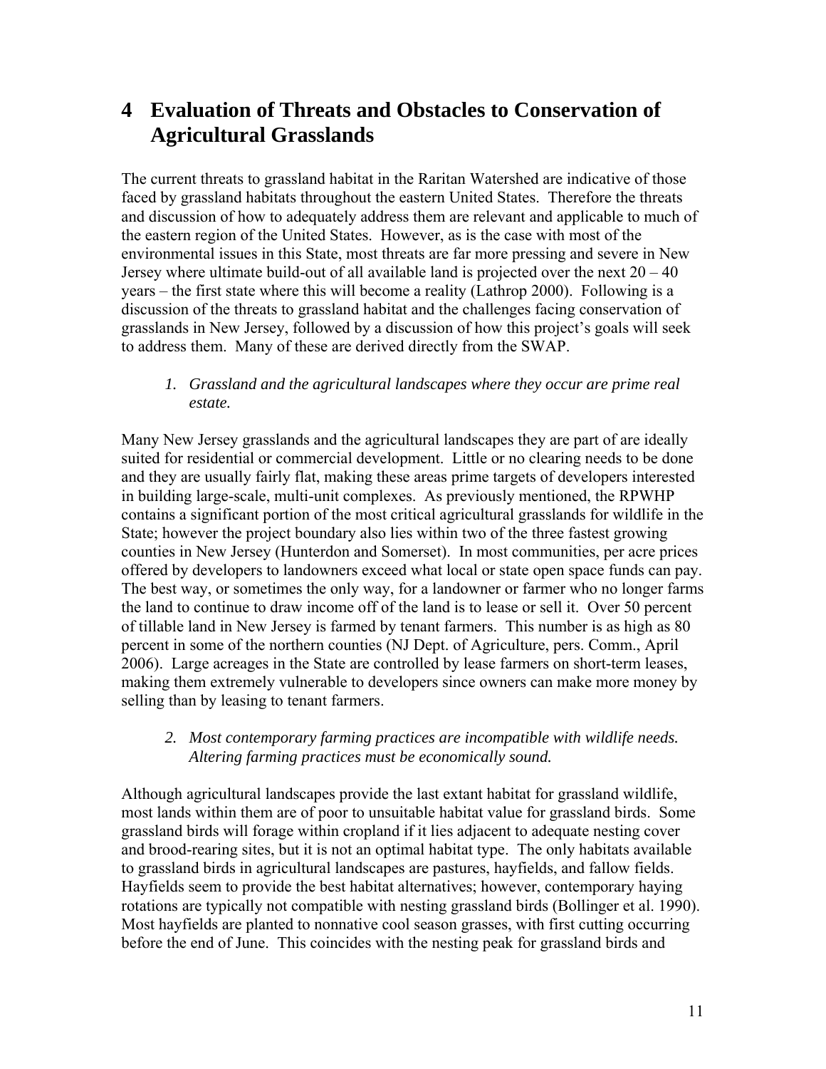# 4 Evaluation of Threats and Obstacles to Conservation of Agricultural Grasslands

The current threats to grassland habitat in the Raritan Watershed are indicative of those faced by grassland habitats throughout the eastern United States. Therefore the threats and discussion of how to adequately address them are relevant and applicable to much of the eastern region of the United States. However, as is the case with most of the environmental issues in this State, most threats are far more pressing and severe in New Jersey where ultimate build-out of all available land is projected over the next 20 – 40 years – the first state where this will become a reality (Lathrop 2000). Following is a discussion of the threats to grassland habitat and the challenges facing conservation of grasslands in New Jersey, followed by a discussion of how this project's goals will seek to address them. Many of these are derived directly from the SWAP.

1. *Grassland and the agricultural landscapes where they occur are prime real estate.*

Many New Jersey grasslands and the agricultural landscapes they are part of are ideally suited for residential or commercial development. Little or no clearing needs to be done and they are usually fairly flat, making these areas prime targets of developers interested in building large-scale, multi-unit complexes. As previously mentioned, the RPWHP contains a significant portion of the most critical agricultural grasslands for wildlife in the State; however the project boundary also lies within two of the three fastest growing counties in New Jersey (Hunterdon and Somerset). In most communities, per acre prices offered by developers to landowners exceed what local or state open space funds can pay. The best way, or sometimes the only way, for a landowner or farmer who no longer farms the land to continue to draw income off of the land is to lease or sell it. Over 50 percent of tillable land in New Jersey is farmed by tenant farmers. This number is as high as 80 percent in some of the northern counties (NJ Dept. of Agriculture, pers. Comm., April 2006). Large acreages in the State are controlled by lease farmers on short-term leases, making them extremely vulnerable to developers since owners can make more money by selling than by leasing to tenant farmers.

2. *Most contemporary farming practices are incompatible with wildlife needs. Altering farming practices must be economically sound.*

Although agricultural landscapes provide the last extant habitat for grassland wildlife, most lands within them are of poor to unsuitable habitat value for grassland birds. Some grassland birds will forage within cropland if it lies adjacent to adequate nesting cover and brood-rearing sites, but it is not an optimal habitat type. The only habitats available to grassland birds in agricultural landscapes are pastures, hayfields, and fallow fields. Hayfields seem to provide the best habitat alternatives; however, contemporary haying rotations are typically not compatible with nesting grassland birds (Bollinger et al. 1990). Most hayfields are planted to nonnative cool season grasses, with first cutting occurring before the end of June. This coincides with the nesting peak for grassland birds and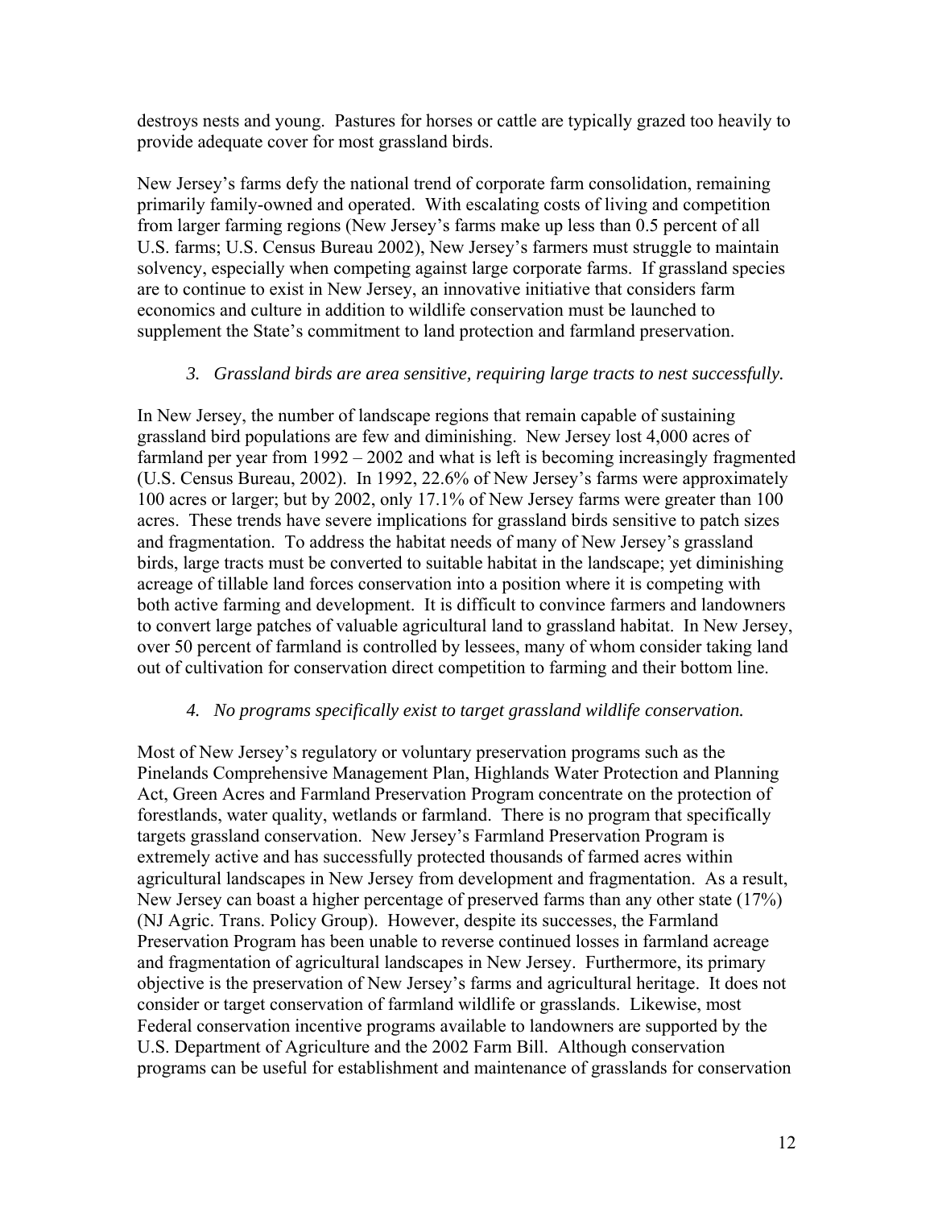destroys nests and young. Pastures for horses or cattle are typically grazed too heavily to provide adequate cover for most grassland birds.

New Jersey's farms defy the national trend of corporate farm consolidation, remaining primarily family-owned and operated. With escalating costs of living and competition from larger farming regions (New Jersey's farms make up less than 0.5 percent of all U.S. farms; U.S. Census Bureau 2002), New Jersey's farmers must struggle to maintain solvency, especially when competing against large corporate farms. If grassland species are to continue to exist in New Jersey, an innovative initiative that considers farm economics and culture in addition to wildlife conservation must be launched to supplement the State's commitment to land protection and farmland preservation.

*3. Grassland birds are area sensitive, requiring large tracts to nest successfully.*

In New Jersey, the number of landscape regions that remain capable of sustaining grassland bird populations are few and diminishing. New Jersey lost 4,000 acres of farmland per year from 1992 – 2002 and what is left is becoming increasingly fragmented (U.S. Census Bureau, 2002). In 1992, 22.6% of New Jersey's farms were approximately 100 acres or larger; but by 2002, only 17.1% of New Jersey farms were greater than 100 acres. These trends have severe implications for grassland birds sensitive to patch sizes and fragmentation. To address the habitat needs of many of New Jersey's grassland birds, large tracts must be converted to suitable habitat in the landscape; yet diminishing acreage of tillable land forces conservation into a position where it is competing with both active farming and development. It is difficult to convince farmers and landowners to convert large patches of valuable agricultural land to grassland habitat. In New Jersey, over 50 percent of farmland is controlled by lessees, many of whom consider taking land out of cultivation for conservation direct competition to farming and their bottom line.

*4. No programs specifically exist to target grassland wildlife conservation.*

Most of New Jersey's regulatory or voluntary preservation programs such as the Pinelands Comprehensive Management Plan, Highlands Water Protection and Planning Act, Green Acres and Farmland Preservation Program concentrate on the protection of forestlands, water quality, wetlands or farmland. There is no program that specifically targets grassland conservation. New Jersey's Farmland Preservation Program is extremely active and has successfully protected thousands of farmed acres within agricultural landscapes in New Jersey from development and fragmentation. As a result, New Jersey can boast a higher percentage of preserved farms than any other state (17%) (NJ Agric. Trans. Policy Group). However, despite its successes, the Farmland Preservation Program has been unable to reverse continued losses in farmland acreage and fragmentation of agricultural landscapes in New Jersey. Furthermore, its primary objective is the preservation of New Jersey's farms and agricultural heritage. It does not consider or target conservation of farmland wildlife or grasslands. Likewise, most Federal conservation incentive programs available to landowners are supported by the U.S. Department of Agriculture and the 2002 Farm Bill. Although conservation programs can be useful for establishment and maintenance of grasslands for conservation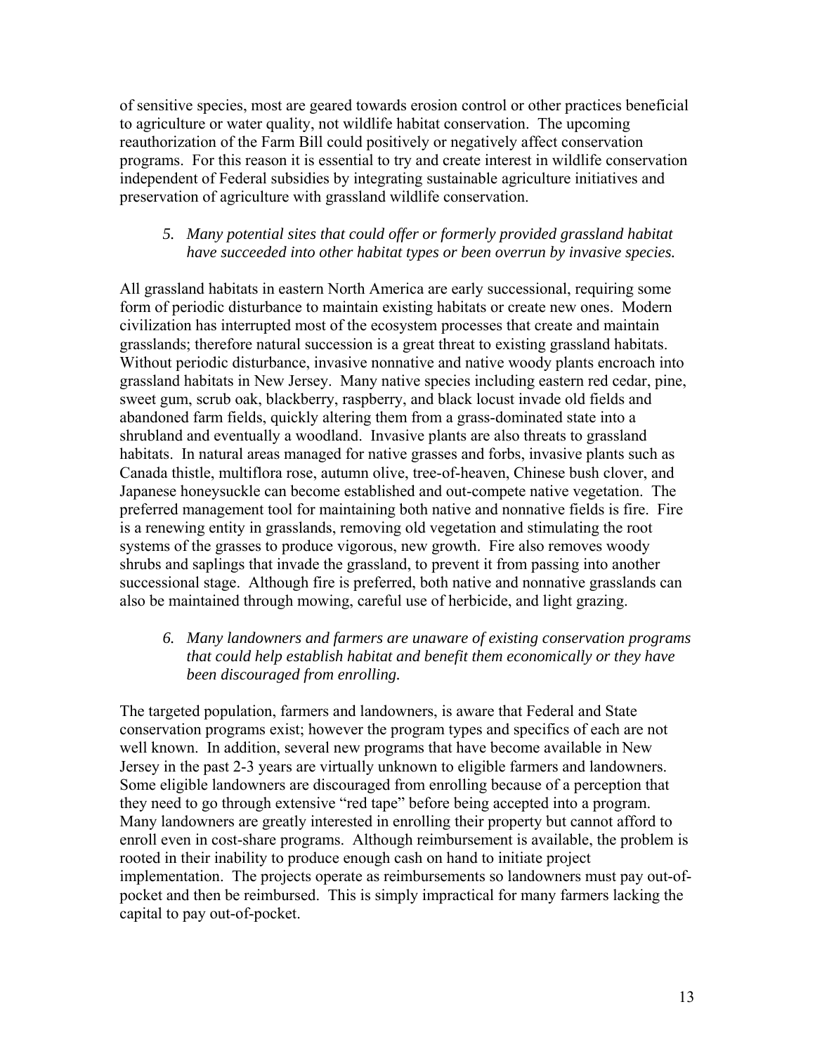of sensitive species, most are geared towards erosion control or other practices beneficial to agriculture or water quality, not wildlife habitat conservation. The upcoming reauthorization of the Farm Bill could positively or negatively affect conservation programs. For this reason it is essential to try and create interest in wildlife conservation independent of Federal subsidies by integrating sustainable agriculture initiatives and preservation of agriculture with grassland wildlife conservation.

5. *Many potential sites that could offer or formerly provided grassland habitat have succeeded into other habitat types or been overrun by invasive species.*

All grassland habitats in eastern North America are early successional, requiring some form of periodic disturbance to maintain existing habitats or create new ones. Modern civilization has interrupted most of the ecosystem processes that create and maintain grasslands; therefore natural succession is a great threat to existing grassland habitats. Without periodic disturbance, invasive nonnative and native woody plants encroach into grassland habitats in New Jersey. Many native species including eastern red cedar, pine, sweet gum, scrub oak, blackberry, raspberry, and black locust invade old fields and abandoned farm fields, quickly altering them from a grass-dominated state into a shrubland and eventually a woodland. Invasive plants are also threats to grassland habitats. In natural areas managed for native grasses and forbs, invasive plants such as Canada thistle, multiflora rose, autumn olive, tree-of-heaven, Chinese bush clover, and Japanese honeysuckle can become established and out-compete native vegetation. The preferred management tool for maintaining both native and nonnative fields is fire. Fire is a renewing entity in grasslands, removing old vegetation and stimulating the root systems of the grasses to produce vigorous, new growth. Fire also removes woody shrubs and saplings that invade the grassland, to prevent it from passing into another successional stage. Although fire is preferred, both native and nonnative grasslands can also be maintained through mowing, careful use of herbicide, and light grazing.

6. *Many landowners and farmers are unaware of existing conservation programs that could help establish habitat and benefit them economically or they have been discouraged from enrolling.*

The targeted population, farmers and landowners, is aware that Federal and State conservation programs exist; however the program types and specifics of each are not well known. In addition, several new programs that have become available in New Jersey in the past 2-3 years are virtually unknown to eligible farmers and landowners. Some eligible landowners are discouraged from enrolling because of a perception that they need to go through extensive "red tape" before being accepted into a program. Many landowners are greatly interested in enrolling their property but cannot afford to enroll even in cost-share programs. Although reimbursement is available, the problem is rooted in their inability to produce enough cash on hand to initiate project implementation. The projects operate as reimbursements so landowners must pay out-of-pocket and then be reimbursed. This is simply impractical for many farmers lacking the capital to pay out-of-pocket.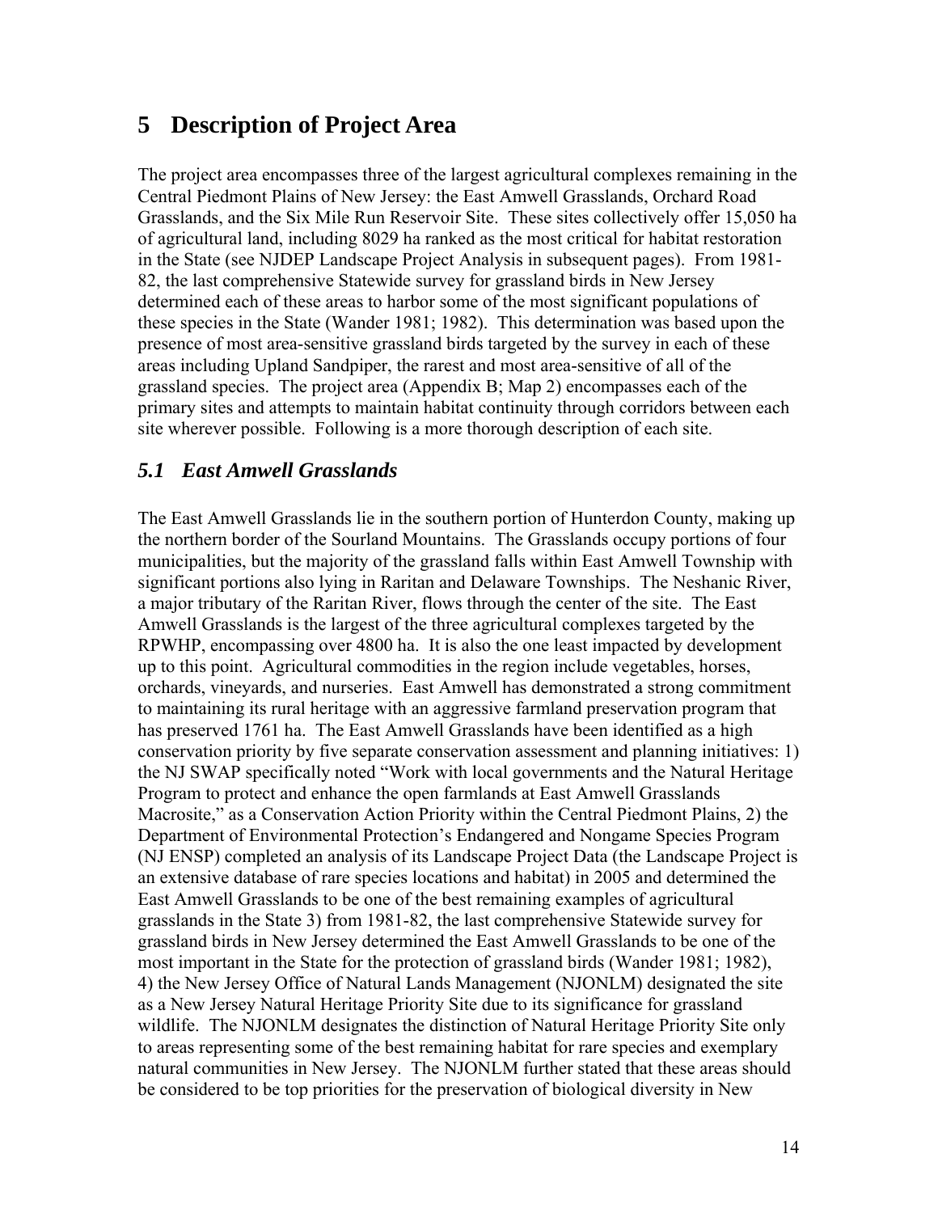# 5 Description of Project Area

The project area encompasses three of the largest agricultural complexes remaining in the Central Piedmont Plains of New Jersey: the East Amwell Grasslands, Orchard Road Grasslands, and the Six Mile Run Reservoir Site. These sites collectively offer 15,050 ha of agricultural land, including 8029 ha ranked as the most critical for habitat restoration in the State (see NJDEP Landscape Project Analysis in subsequent pages). From 1981-82, the last comprehensive Statewide survey for grassland birds in New Jersey determined each of these areas to harbor some of the most significant populations of these species in the State (Wander 1981; 1982). This determination was based upon the presence of most area-sensitive grassland birds targeted by the survey in each of these areas including Upland Sandpiper, the rarest and most area-sensitive of all of the grassland species. The project area (Appendix B; Map 2) encompasses each of the primary sites and attempts to maintain habitat continuity through corridors between each site wherever possible. Following is a more thorough description of each site.

## *5.1 East Amwell Grasslands*

The East Amwell Grasslands lie in the southern portion of Hunterdon County, making up the northern border of the Sourland Mountains. The Grasslands occupy portions of four municipalities, but the majority of the grassland falls within East Amwell Township with significant portions also lying in Raritan and Delaware Townships. The Neshanic River, a major tributary of the Raritan River, flows through the center of the site. The East Amwell Grasslands is the largest of the three agricultural complexes targeted by the RPWHP, encompassing over 4800 ha. It is also the one least impacted by development up to this point. Agricultural commodities in the region include vegetables, horses, orchards, vineyards, and nurseries. East Amwell has demonstrated a strong commitment to maintaining its rural heritage with an aggressive farmland preservation program that has preserved 1761 ha. The East Amwell Grasslands have been identified as a high conservation priority by five separate conservation assessment and planning initiatives: 1) the NJ SWAP specifically noted "Work with local governments and the Natural Heritage Program to protect and enhance the open farmlands at East Amwell Grasslands Macrosite," as a Conservation Action Priority within the Central Piedmont Plains, 2) the Department of Environmental Protection's Endangered and Nongame Species Program (NJ ENSP) completed an analysis of its Landscape Project Data (the Landscape Project is an extensive database of rare species locations and habitat) in 2005 and determined the East Amwell Grasslands to be one of the best remaining examples of agricultural grasslands in the State 3) from 1981-82, the last comprehensive Statewide survey for grassland birds in New Jersey determined the East Amwell Grasslands to be one of the most important in the State for the protection of grassland birds (Wander 1981; 1982), 4) the New Jersey Office of Natural Lands Management (NJONLM) designated the site as a New Jersey Natural Heritage Priority Site due to its significance for grassland wildlife. The NJONLM designates the distinction of Natural Heritage Priority Site only to areas representing some of the best remaining habitat for rare species and exemplary natural communities in New Jersey. The NJONLM further stated that these areas should be considered to be top priorities for the preservation of biological diversity in New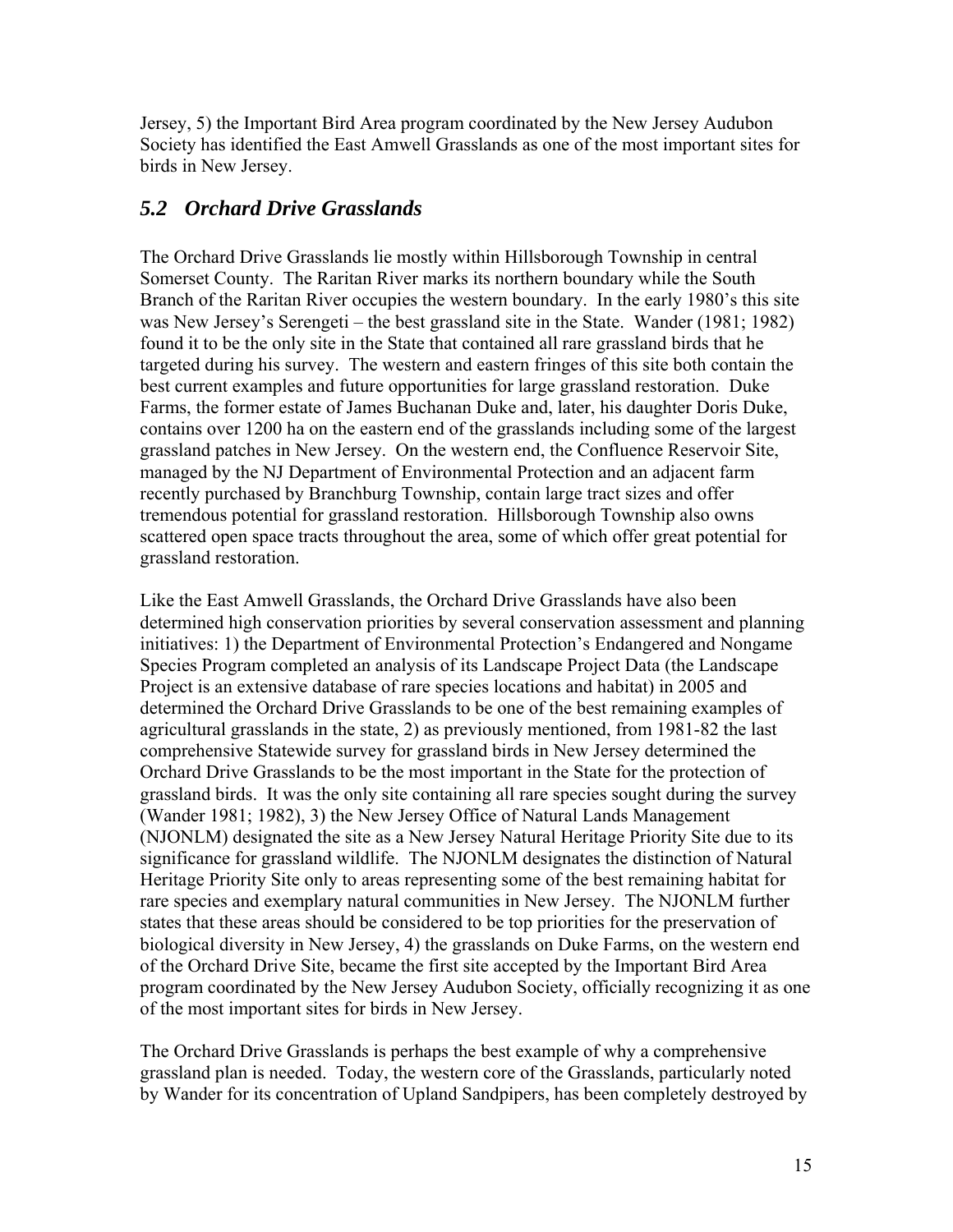Jersey, 5) the Important Bird Area program coordinated by the New Jersey Audubon Society has identified the East Amwell Grasslands as one of the most important sites for birds in New Jersey.

## *5.2 Orchard Drive Grasslands*

The Orchard Drive Grasslands lie mostly within Hillsborough Township in central Somerset County. The Raritan River marks its northern boundary while the South Branch of the Raritan River occupies the western boundary. In the early 1980's this site was New Jersey's Serengeti – the best grassland site in the State. Wander (1981; 1982) found it to be the only site in the State that contained all rare grassland birds that he targeted during his survey. The western and eastern fringes of this site both contain the best current examples and future opportunities for large grassland restoration. Duke Farms, the former estate of James Buchanan Duke and, later, his daughter Doris Duke, contains over 1200 ha on the eastern end of the grasslands including some of the largest grassland patches in New Jersey. On the western end, the Confluence Reservoir Site, managed by the NJ Department of Environmental Protection and an adjacent farm recently purchased by Branchburg Township, contain large tract sizes and offer tremendous potential for grassland restoration. Hillsborough Township also owns scattered open space tracts throughout the area, some of which offer great potential for grassland restoration.

Like the East Amwell Grasslands, the Orchard Drive Grasslands have also been determined high conservation priorities by several conservation assessment and planning initiatives: 1) the Department of Environmental Protection's Endangered and Nongame Species Program completed an analysis of its Landscape Project Data (the Landscape Project is an extensive database of rare species locations and habitat) in 2005 and determined the Orchard Drive Grasslands to be one of the best remaining examples of agricultural grasslands in the state, 2) as previously mentioned, from 1981-82 the last comprehensive Statewide survey for grassland birds in New Jersey determined the Orchard Drive Grasslands to be the most important in the State for the protection of grassland birds. It was the only site containing all rare species sought during the survey (Wander 1981; 1982), 3) the New Jersey Office of Natural Lands Management (NJONLM) designated the site as a New Jersey Natural Heritage Priority Site due to its significance for grassland wildlife. The NJONLM designates the distinction of Natural Heritage Priority Site only to areas representing some of the best remaining habitat for rare species and exemplary natural communities in New Jersey. The NJONLM further states that these areas should be considered to be top priorities for the preservation of biological diversity in New Jersey, 4) the grasslands on Duke Farms, on the western end of the Orchard Drive Site, became the first site accepted by the Important Bird Area program coordinated by the New Jersey Audubon Society, officially recognizing it as one of the most important sites for birds in New Jersey.

The Orchard Drive Grasslands is perhaps the best example of why a comprehensive grassland plan is needed. Today, the western core of the Grasslands, particularly noted by Wander for its concentration of Upland Sandpipers, has been completely destroyed by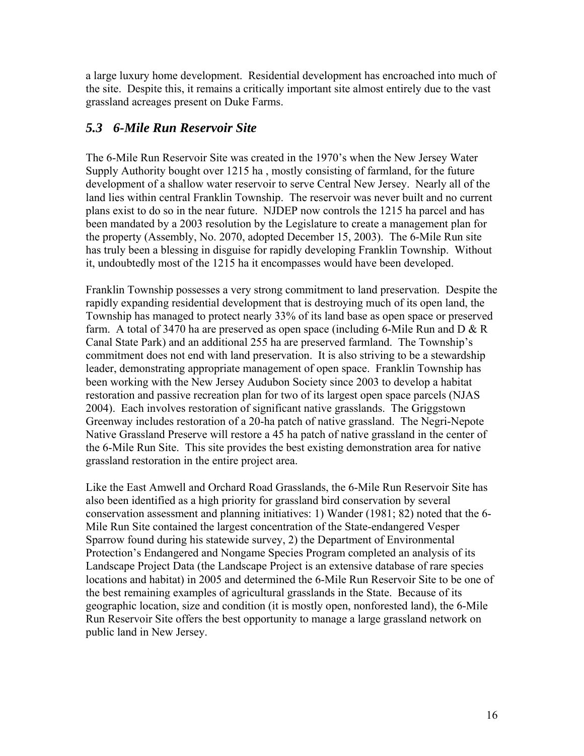a large luxury home development. Residential development has encroached into much of the site. Despite this, it remains a critically important site almost entirely due to the vast grassland acreages present on Duke Farms.

## *5.3 6-Mile Run Reservoir Site*

The 6-Mile Run Reservoir Site was created in the 1970's when the New Jersey Water Supply Authority bought over 1215 ha , mostly consisting of farmland, for the future development of a shallow water reservoir to serve Central New Jersey. Nearly all of the land lies within central Franklin Township. The reservoir was never built and no current plans exist to do so in the near future. NJDEP now controls the 1215 ha parcel and has been mandated by a 2003 resolution by the Legislature to create a management plan for the property (Assembly, No. 2070, adopted December 15, 2003). The 6-Mile Run site has truly been a blessing in disguise for rapidly developing Franklin Township. Without it, undoubtedly most of the 1215 ha it encompasses would have been developed.

Franklin Township possesses a very strong commitment to land preservation. Despite the rapidly expanding residential development that is destroying much of its open land, the Township has managed to protect nearly 33% of its land base as open space or preserved farm. A total of 3470 ha are preserved as open space (including 6-Mile Run and D & R Canal State Park) and an additional 255 ha are preserved farmland. The Township's commitment does not end with land preservation. It is also striving to be a stewardship leader, demonstrating appropriate management of open space. Franklin Township has been working with the New Jersey Audubon Society since 2003 to develop a habitat restoration and passive recreation plan for two of its largest open space parcels (NJAS 2004). Each involves restoration of significant native grasslands. The Griggstown Greenway includes restoration of a 20-ha patch of native grassland. The Negri-Nepote Native Grassland Preserve will restore a 45 ha patch of native grassland in the center of the 6-Mile Run Site. This site provides the best existing demonstration area for native grassland restoration in the entire project area.

Like the East Amwell and Orchard Road Grasslands, the 6-Mile Run Reservoir Site has also been identified as a high priority for grassland bird conservation by several conservation assessment and planning initiatives: 1) Wander (1981; 82) noted that the 6-Mile Run Site contained the largest concentration of the State-endangered Vesper Sparrow found during his statewide survey, 2) the Department of Environmental Protection's Endangered and Nongame Species Program completed an analysis of its Landscape Project Data (the Landscape Project is an extensive database of rare species locations and habitat) in 2005 and determined the 6-Mile Run Reservoir Site to be one of the best remaining examples of agricultural grasslands in the State. Because of its geographic location, size and condition (it is mostly open, nonforested land), the 6-Mile Run Reservoir Site offers the best opportunity to manage a large grassland network on public land in New Jersey.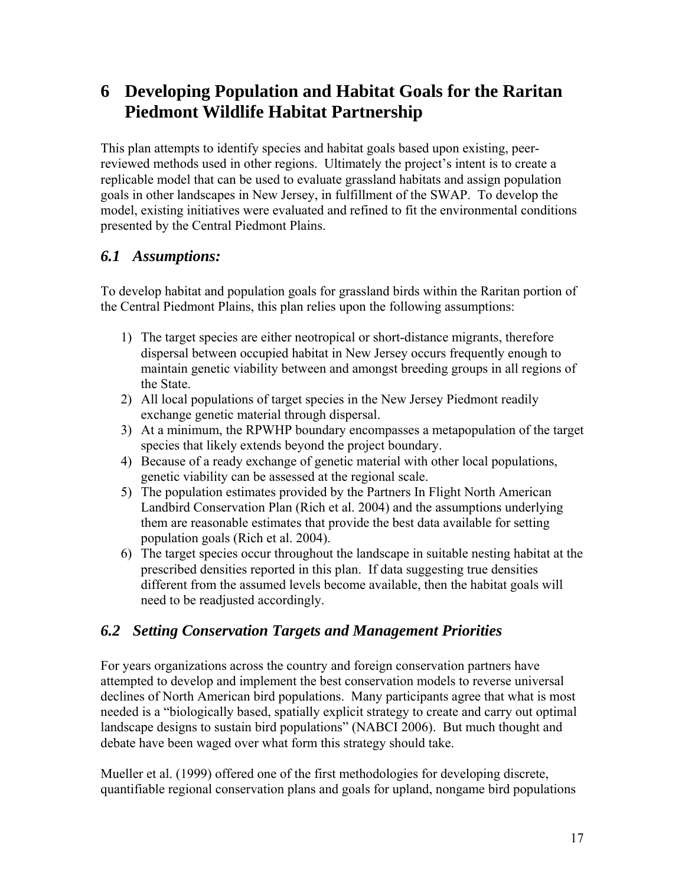# 6 Developing Population and Habitat Goals for the Raritan Piedmont Wildlife Habitat Partnership

This plan attempts to identify species and habitat goals based upon existing, peer-reviewed methods used in other regions. Ultimately the project's intent is to create a replicable model that can be used to evaluate grassland habitats and assign population goals in other landscapes in New Jersey, in fulfillment of the SWAP. To develop the model, existing initiatives were evaluated and refined to fit the environmental conditions presented by the Central Piedmont Plains.

## *6.1 Assumptions:*

To develop habitat and population goals for grassland birds within the Raritan portion of the Central Piedmont Plains, this plan relies upon the following assumptions:

1) The target species are either neotropical or short-distance migrants, therefore dispersal between occupied habitat in New Jersey occurs frequently enough to maintain genetic viability between and amongst breeding groups in all regions of the State.
2) All local populations of target species in the New Jersey Piedmont readily exchange genetic material through dispersal.
3) At a minimum, the RPWHP boundary encompasses a metapopulation of the target species that likely extends beyond the project boundary.
4) Because of a ready exchange of genetic material with other local populations, genetic viability can be assessed at the regional scale.
5) The population estimates provided by the Partners In Flight North American Landbird Conservation Plan (Rich et al. 2004) and the assumptions underlying them are reasonable estimates that provide the best data available for setting population goals (Rich et al. 2004).
6) The target species occur throughout the landscape in suitable nesting habitat at the prescribed densities reported in this plan. If data suggesting true densities different from the assumed levels become available, then the habitat goals will need to be readjusted accordingly.

## *6.2 Setting Conservation Targets and Management Priorities*

For years organizations across the country and foreign conservation partners have attempted to develop and implement the best conservation models to reverse universal declines of North American bird populations. Many participants agree that what is most needed is a "biologically based, spatially explicit strategy to create and carry out optimal landscape designs to sustain bird populations" (NABCI 2006). But much thought and debate have been waged over what form this strategy should take.

Mueller et al. (1999) offered one of the first methodologies for developing discrete, quantifiable regional conservation plans and goals for upland, nongame bird populations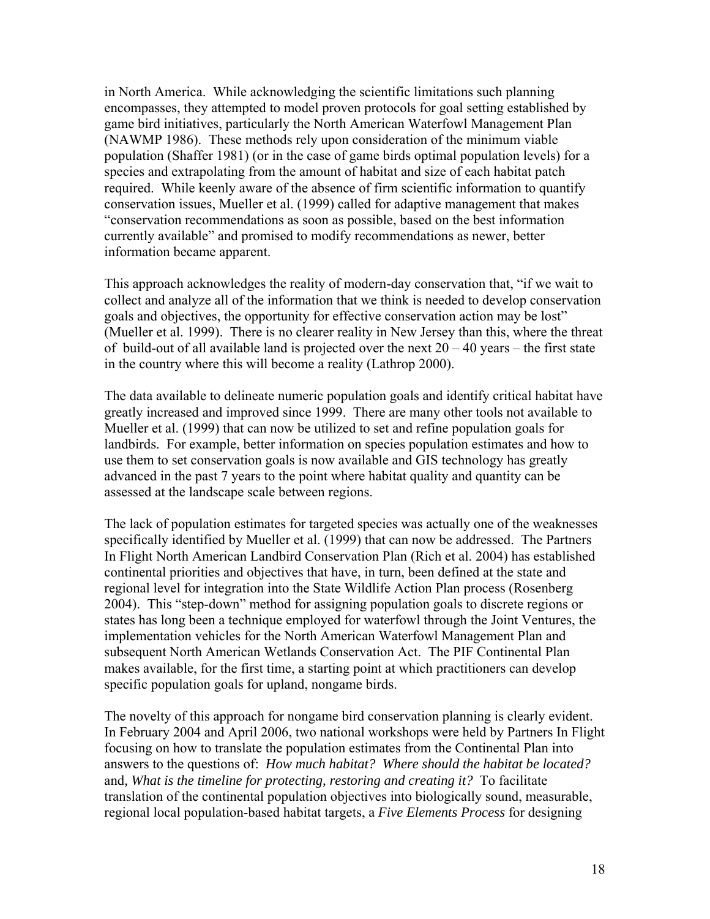in North America. While acknowledging the scientific limitations such planning encompasses, they attempted to model proven protocols for goal setting established by game bird initiatives, particularly the North American Waterfowl Management Plan (NAWMP 1986). These methods rely upon consideration of the minimum viable population (Shaffer 1981) (or in the case of game birds optimal population levels) for a species and extrapolating from the amount of habitat and size of each habitat patch required. While keenly aware of the absence of firm scientific information to quantify conservation issues, Mueller et al. (1999) called for adaptive management that makes "conservation recommendations as soon as possible, based on the best information currently available" and promised to modify recommendations as newer, better information became apparent.

This approach acknowledges the reality of modern-day conservation that, "if we wait to collect and analyze all of the information that we think is needed to develop conservation goals and objectives, the opportunity for effective conservation action may be lost" (Mueller et al. 1999). There is no clearer reality in New Jersey than this, where the threat of build-out of all available land is projected over the next 20 – 40 years – the first state in the country where this will become a reality (Lathrop 2000).

The data available to delineate numeric population goals and identify critical habitat have greatly increased and improved since 1999. There are many other tools not available to Mueller et al. (1999) that can now be utilized to set and refine population goals for landbirds. For example, better information on species population estimates and how to use them to set conservation goals is now available and GIS technology has greatly advanced in the past 7 years to the point where habitat quality and quantity can be assessed at the landscape scale between regions.

The lack of population estimates for targeted species was actually one of the weaknesses specifically identified by Mueller et al. (1999) that can now be addressed. The Partners In Flight North American Landbird Conservation Plan (Rich et al. 2004) has established continental priorities and objectives that have, in turn, been defined at the state and regional level for integration into the State Wildlife Action Plan process (Rosenberg 2004). This "step-down" method for assigning population goals to discrete regions or states has long been a technique employed for waterfowl through the Joint Ventures, the implementation vehicles for the North American Waterfowl Management Plan and subsequent North American Wetlands Conservation Act. The PIF Continental Plan makes available, for the first time, a starting point at which practitioners can develop specific population goals for upland, nongame birds.

The novelty of this approach for nongame bird conservation planning is clearly evident. In February 2004 and April 2006, two national workshops were held by Partners In Flight focusing on how to translate the population estimates from the Continental Plan into answers to the questions of: *How much habitat? Where should the habitat be located?* and*, What is the timeline for protecting, restoring and creating it?* To facilitate translation of the continental population objectives into biologically sound, measurable, regional local population-based habitat targets, a *Five Elements Process* for designing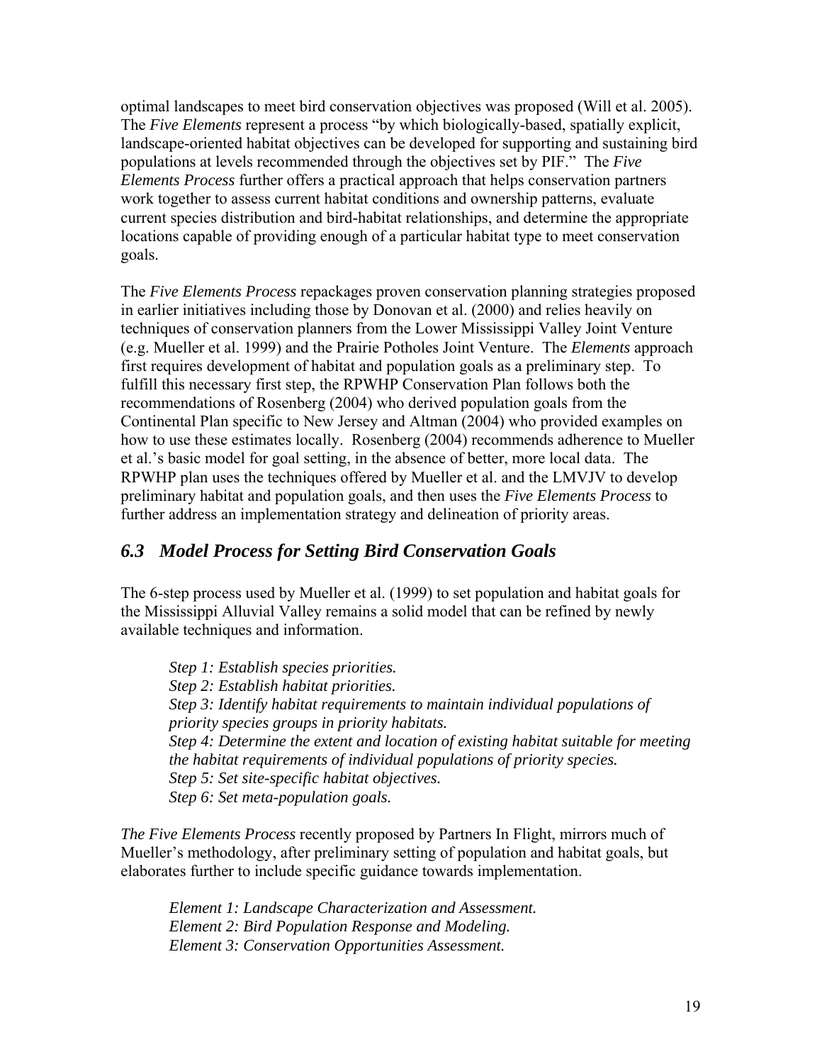optimal landscapes to meet bird conservation objectives was proposed (Will et al. 2005). The *Five Elements* represent a process "by which biologically-based, spatially explicit, landscape-oriented habitat objectives can be developed for supporting and sustaining bird populations at levels recommended through the objectives set by PIF." The *Five Elements Process* further offers a practical approach that helps conservation partners work together to assess current habitat conditions and ownership patterns, evaluate current species distribution and bird-habitat relationships, and determine the appropriate locations capable of providing enough of a particular habitat type to meet conservation goals.

The *Five Elements Process* repackages proven conservation planning strategies proposed in earlier initiatives including those by Donovan et al. (2000) and relies heavily on techniques of conservation planners from the Lower Mississippi Valley Joint Venture (e.g. Mueller et al. 1999) and the Prairie Potholes Joint Venture. The *Elements* approach first requires development of habitat and population goals as a preliminary step. To fulfill this necessary first step, the RPWHP Conservation Plan follows both the recommendations of Rosenberg (2004) who derived population goals from the Continental Plan specific to New Jersey and Altman (2004) who provided examples on how to use these estimates locally. Rosenberg (2004) recommends adherence to Mueller et al.'s basic model for goal setting, in the absence of better, more local data. The RPWHP plan uses the techniques offered by Mueller et al. and the LMVJV to develop preliminary habitat and population goals, and then uses the *Five Elements Process* to further address an implementation strategy and delineation of priority areas.

## *6.3 Model Process for Setting Bird Conservation Goals*

The 6-step process used by Mueller et al. (1999) to set population and habitat goals for the Mississippi Alluvial Valley remains a solid model that can be refined by newly available techniques and information.

*Step 1: Establish species priorities.*
*Step 2: Establish habitat priorities.*
*Step 3: Identify habitat requirements to maintain individual populations of priority species groups in priority habitats.*
*Step 4: Determine the extent and location of existing habitat suitable for meeting the habitat requirements of individual populations of priority species.*
*Step 5: Set site-specific habitat objectives.*
*Step 6: Set meta-population goals.*

*The Five Elements Process* recently proposed by Partners In Flight, mirrors much of Mueller's methodology, after preliminary setting of population and habitat goals, but elaborates further to include specific guidance towards implementation.

*Element 1: Landscape Characterization and Assessment.*
*Element 2: Bird Population Response and Modeling.*
*Element 3: Conservation Opportunities Assessment.*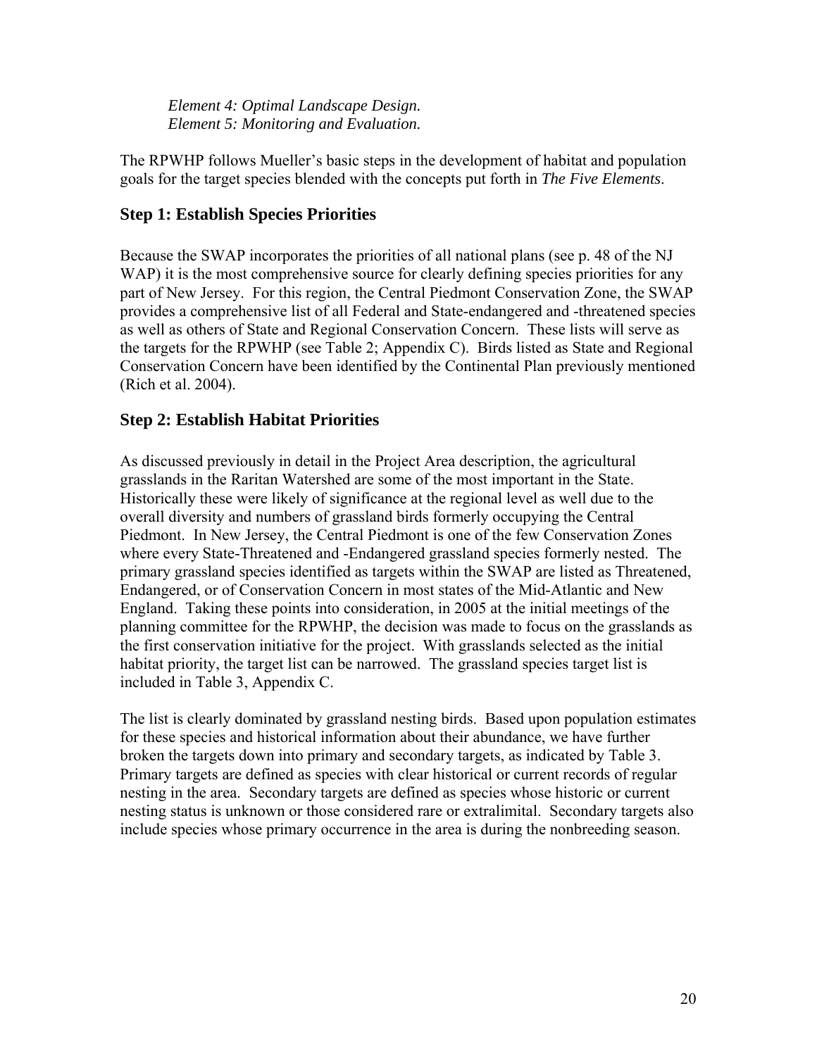*Element 4: Optimal Landscape Design.*
*Element 5: Monitoring and Evaluation.*

The RPWHP follows Mueller's basic steps in the development of habitat and population goals for the target species blended with the concepts put forth in *The Five Elements*.

## Step 1: Establish Species Priorities

Because the SWAP incorporates the priorities of all national plans (see p. 48 of the NJ WAP) it is the most comprehensive source for clearly defining species priorities for any part of New Jersey. For this region, the Central Piedmont Conservation Zone, the SWAP provides a comprehensive list of all Federal and State-endangered and -threatened species as well as others of State and Regional Conservation Concern. These lists will serve as the targets for the RPWHP (see Table 2; Appendix C). Birds listed as State and Regional Conservation Concern have been identified by the Continental Plan previously mentioned (Rich et al. 2004).

## Step 2: Establish Habitat Priorities

As discussed previously in detail in the Project Area description, the agricultural grasslands in the Raritan Watershed are some of the most important in the State. Historically these were likely of significance at the regional level as well due to the overall diversity and numbers of grassland birds formerly occupying the Central Piedmont. In New Jersey, the Central Piedmont is one of the few Conservation Zones where every State-Threatened and -Endangered grassland species formerly nested. The primary grassland species identified as targets within the SWAP are listed as Threatened, Endangered, or of Conservation Concern in most states of the Mid-Atlantic and New England. Taking these points into consideration, in 2005 at the initial meetings of the planning committee for the RPWHP, the decision was made to focus on the grasslands as the first conservation initiative for the project. With grasslands selected as the initial habitat priority, the target list can be narrowed. The grassland species target list is included in Table 3, Appendix C.

The list is clearly dominated by grassland nesting birds. Based upon population estimates for these species and historical information about their abundance, we have further broken the targets down into primary and secondary targets, as indicated by Table 3. Primary targets are defined as species with clear historical or current records of regular nesting in the area. Secondary targets are defined as species whose historic or current nesting status is unknown or those considered rare or extralimital. Secondary targets also include species whose primary occurrence in the area is during the nonbreeding season.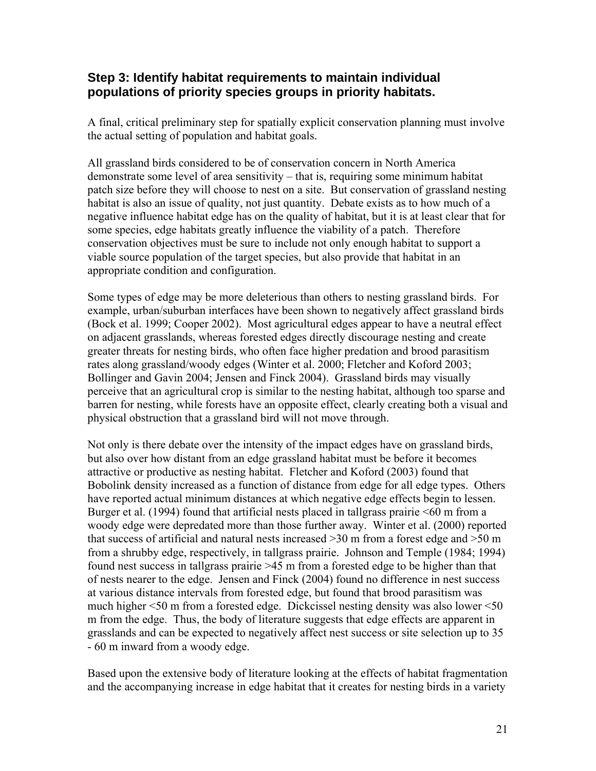## Step 3: Identify habitat requirements to maintain individual populations of priority species groups in priority habitats.

A final, critical preliminary step for spatially explicit conservation planning must involve the actual setting of population and habitat goals.

All grassland birds considered to be of conservation concern in North America demonstrate some level of area sensitivity – that is, requiring some minimum habitat patch size before they will choose to nest on a site. But conservation of grassland nesting habitat is also an issue of quality, not just quantity. Debate exists as to how much of a negative influence habitat edge has on the quality of habitat, but it is at least clear that for some species, edge habitats greatly influence the viability of a patch. Therefore conservation objectives must be sure to include not only enough habitat to support a viable source population of the target species, but also provide that habitat in an appropriate condition and configuration.

Some types of edge may be more deleterious than others to nesting grassland birds. For example, urban/suburban interfaces have been shown to negatively affect grassland birds (Bock et al. 1999; Cooper 2002). Most agricultural edges appear to have a neutral effect on adjacent grasslands, whereas forested edges directly discourage nesting and create greater threats for nesting birds, who often face higher predation and brood parasitism rates along grassland/woody edges (Winter et al. 2000; Fletcher and Koford 2003; Bollinger and Gavin 2004; Jensen and Finck 2004). Grassland birds may visually perceive that an agricultural crop is similar to the nesting habitat, although too sparse and barren for nesting, while forests have an opposite effect, clearly creating both a visual and physical obstruction that a grassland bird will not move through.

Not only is there debate over the intensity of the impact edges have on grassland birds, but also over how distant from an edge grassland habitat must be before it becomes attractive or productive as nesting habitat. Fletcher and Koford (2003) found that Bobolink density increased as a function of distance from edge for all edge types. Others have reported actual minimum distances at which negative edge effects begin to lessen. Burger et al. (1994) found that artificial nests placed in tallgrass prairie <60 m from a woody edge were depredated more than those further away. Winter et al. (2000) reported that success of artificial and natural nests increased >30 m from a forest edge and >50 m from a shrubby edge, respectively, in tallgrass prairie. Johnson and Temple (1984; 1994) found nest success in tallgrass prairie >45 m from a forested edge to be higher than that of nests nearer to the edge. Jensen and Finck (2004) found no difference in nest success at various distance intervals from forested edge, but found that brood parasitism was much higher <50 m from a forested edge. Dickcissel nesting density was also lower <50 m from the edge. Thus, the body of literature suggests that edge effects are apparent in grasslands and can be expected to negatively affect nest success or site selection up to 35 - 60 m inward from a woody edge.

Based upon the extensive body of literature looking at the effects of habitat fragmentation and the accompanying increase in edge habitat that it creates for nesting birds in a variety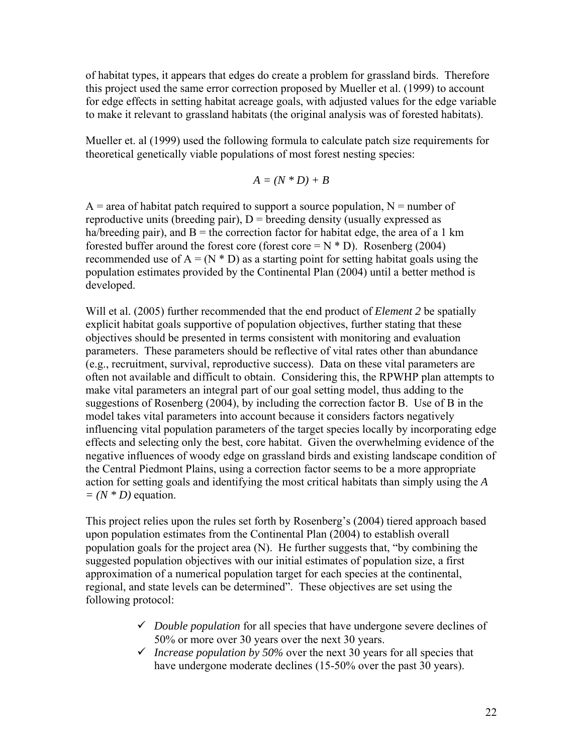of habitat types, it appears that edges do create a problem for grassland birds. Therefore this project used the same error correction proposed by Mueller et al. (1999) to account for edge effects in setting habitat acreage goals, with adjusted values for the edge variable to make it relevant to grassland habitats (the original analysis was of forested habitats).

Mueller et. al (1999) used the following formula to calculate patch size requirements for theoretical genetically viable populations of most forest nesting species:

$$A = (N * D) + B$$

A = area of habitat patch required to support a source population, N = number of reproductive units (breeding pair), D = breeding density (usually expressed as ha/breeding pair), and B = the correction factor for habitat edge, the area of a 1 km forested buffer around the forest core (forest core = N * D). Rosenberg (2004) recommended use of A = (N * D) as a starting point for setting habitat goals using the population estimates provided by the Continental Plan (2004) until a better method is developed.

Will et al. (2005) further recommended that the end product of *Element 2* be spatially explicit habitat goals supportive of population objectives, further stating that these objectives should be presented in terms consistent with monitoring and evaluation parameters. These parameters should be reflective of vital rates other than abundance (e.g., recruitment, survival, reproductive success). Data on these vital parameters are often not available and difficult to obtain. Considering this, the RPWHP plan attempts to make vital parameters an integral part of our goal setting model, thus adding to the suggestions of Rosenberg (2004), by including the correction factor B. Use of B in the model takes vital parameters into account because it considers factors negatively influencing vital population parameters of the target species locally by incorporating edge effects and selecting only the best, core habitat. Given the overwhelming evidence of the negative influences of woody edge on grassland birds and existing landscape condition of the Central Piedmont Plains, using a correction factor seems to be a more appropriate action for setting goals and identifying the most critical habitats than simply using the *A = (N * D)* equation.

This project relies upon the rules set forth by Rosenberg's (2004) tiered approach based upon population estimates from the Continental Plan (2004) to establish overall population goals for the project area (N). He further suggests that, "by combining the suggested population objectives with our initial estimates of population size, a first approximation of a numerical population target for each species at the continental, regional, and state levels can be determined". These objectives are set using the following protocol:

- ✓ *Double population* for all species that have undergone severe declines of 50% or more over 30 years over the next 30 years.
- ✓ *Increase population by 50%* over the next 30 years for all species that have undergone moderate declines (15-50% over the past 30 years).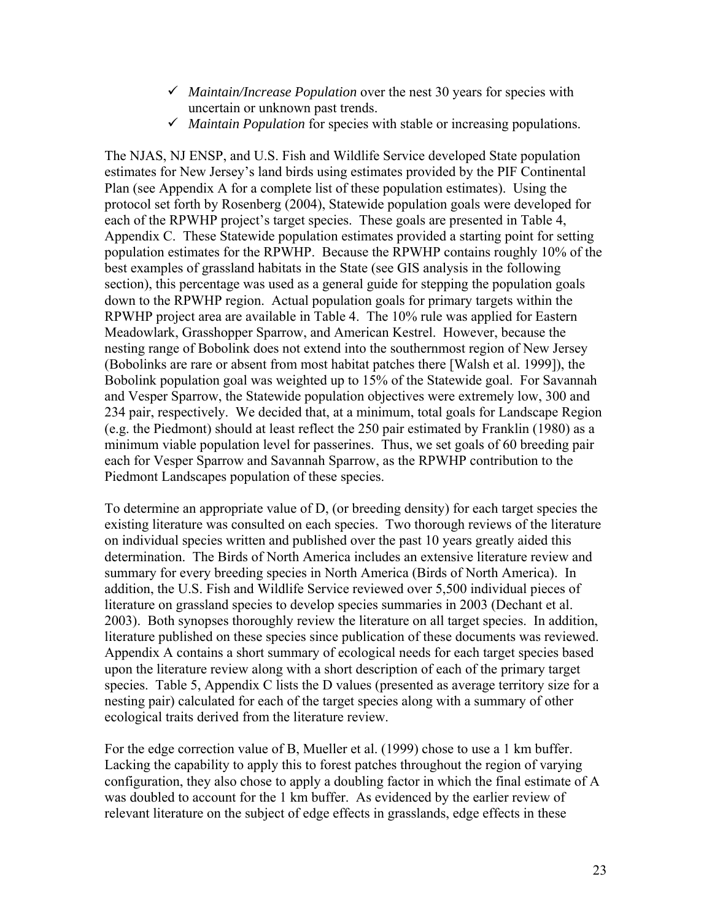- ✓ *Maintain/Increase Population* over the nest 30 years for species with uncertain or unknown past trends.
- ✓ *Maintain Population* for species with stable or increasing populations.

The NJAS, NJ ENSP, and U.S. Fish and Wildlife Service developed State population estimates for New Jersey's land birds using estimates provided by the PIF Continental Plan (see Appendix A for a complete list of these population estimates). Using the protocol set forth by Rosenberg (2004), Statewide population goals were developed for each of the RPWHP project's target species. These goals are presented in Table 4, Appendix C. These Statewide population estimates provided a starting point for setting population estimates for the RPWHP. Because the RPWHP contains roughly 10% of the best examples of grassland habitats in the State (see GIS analysis in the following section), this percentage was used as a general guide for stepping the population goals down to the RPWHP region. Actual population goals for primary targets within the RPWHP project area are available in Table 4. The 10% rule was applied for Eastern Meadowlark, Grasshopper Sparrow, and American Kestrel. However, because the nesting range of Bobolink does not extend into the southernmost region of New Jersey (Bobolinks are rare or absent from most habitat patches there [Walsh et al. 1999]), the Bobolink population goal was weighted up to 15% of the Statewide goal. For Savannah and Vesper Sparrow, the Statewide population objectives were extremely low, 300 and 234 pair, respectively. We decided that, at a minimum, total goals for Landscape Region (e.g. the Piedmont) should at least reflect the 250 pair estimated by Franklin (1980) as a minimum viable population level for passerines. Thus, we set goals of 60 breeding pair each for Vesper Sparrow and Savannah Sparrow, as the RPWHP contribution to the Piedmont Landscapes population of these species.

To determine an appropriate value of D, (or breeding density) for each target species the existing literature was consulted on each species. Two thorough reviews of the literature on individual species written and published over the past 10 years greatly aided this determination. The Birds of North America includes an extensive literature review and summary for every breeding species in North America (Birds of North America). In addition, the U.S. Fish and Wildlife Service reviewed over 5,500 individual pieces of literature on grassland species to develop species summaries in 2003 (Dechant et al. 2003). Both synopses thoroughly review the literature on all target species. In addition, literature published on these species since publication of these documents was reviewed. Appendix A contains a short summary of ecological needs for each target species based upon the literature review along with a short description of each of the primary target species. Table 5, Appendix C lists the D values (presented as average territory size for a nesting pair) calculated for each of the target species along with a summary of other ecological traits derived from the literature review.

For the edge correction value of B, Mueller et al. (1999) chose to use a 1 km buffer. Lacking the capability to apply this to forest patches throughout the region of varying configuration, they also chose to apply a doubling factor in which the final estimate of A was doubled to account for the 1 km buffer. As evidenced by the earlier review of relevant literature on the subject of edge effects in grasslands, edge effects in these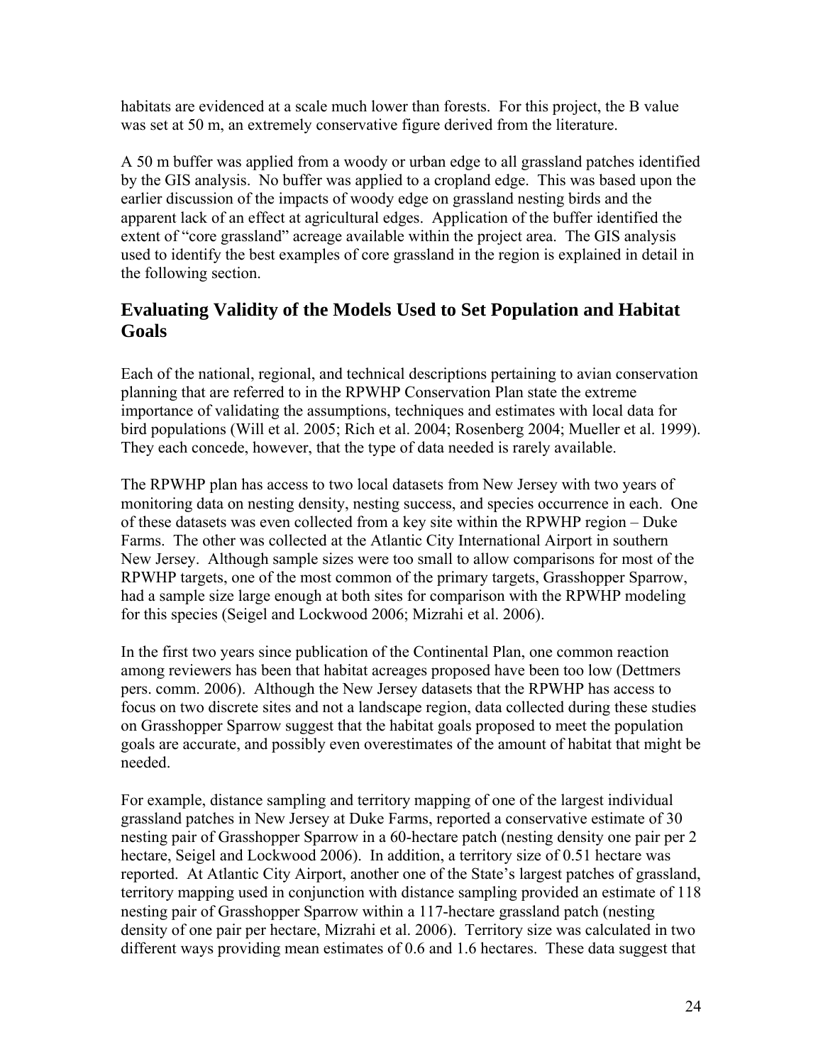habitats are evidenced at a scale much lower than forests. For this project, the B value was set at 50 m, an extremely conservative figure derived from the literature.

A 50 m buffer was applied from a woody or urban edge to all grassland patches identified by the GIS analysis. No buffer was applied to a cropland edge. This was based upon the earlier discussion of the impacts of woody edge on grassland nesting birds and the apparent lack of an effect at agricultural edges. Application of the buffer identified the extent of "core grassland" acreage available within the project area. The GIS analysis used to identify the best examples of core grassland in the region is explained in detail in the following section.

## Evaluating Validity of the Models Used to Set Population and Habitat Goals

Each of the national, regional, and technical descriptions pertaining to avian conservation planning that are referred to in the RPWHP Conservation Plan state the extreme importance of validating the assumptions, techniques and estimates with local data for bird populations (Will et al. 2005; Rich et al. 2004; Rosenberg 2004; Mueller et al. 1999). They each concede, however, that the type of data needed is rarely available.

The RPWHP plan has access to two local datasets from New Jersey with two years of monitoring data on nesting density, nesting success, and species occurrence in each. One of these datasets was even collected from a key site within the RPWHP region – Duke Farms. The other was collected at the Atlantic City International Airport in southern New Jersey. Although sample sizes were too small to allow comparisons for most of the RPWHP targets, one of the most common of the primary targets, Grasshopper Sparrow, had a sample size large enough at both sites for comparison with the RPWHP modeling for this species (Seigel and Lockwood 2006; Mizrahi et al. 2006).

In the first two years since publication of the Continental Plan, one common reaction among reviewers has been that habitat acreages proposed have been too low (Dettmers pers. comm. 2006). Although the New Jersey datasets that the RPWHP has access to focus on two discrete sites and not a landscape region, data collected during these studies on Grasshopper Sparrow suggest that the habitat goals proposed to meet the population goals are accurate, and possibly even overestimates of the amount of habitat that might be needed.

For example, distance sampling and territory mapping of one of the largest individual grassland patches in New Jersey at Duke Farms, reported a conservative estimate of 30 nesting pair of Grasshopper Sparrow in a 60-hectare patch (nesting density one pair per 2 hectare, Seigel and Lockwood 2006). In addition, a territory size of 0.51 hectare was reported. At Atlantic City Airport, another one of the State's largest patches of grassland, territory mapping used in conjunction with distance sampling provided an estimate of 118 nesting pair of Grasshopper Sparrow within a 117-hectare grassland patch (nesting density of one pair per hectare, Mizrahi et al. 2006). Territory size was calculated in two different ways providing mean estimates of 0.6 and 1.6 hectares. These data suggest that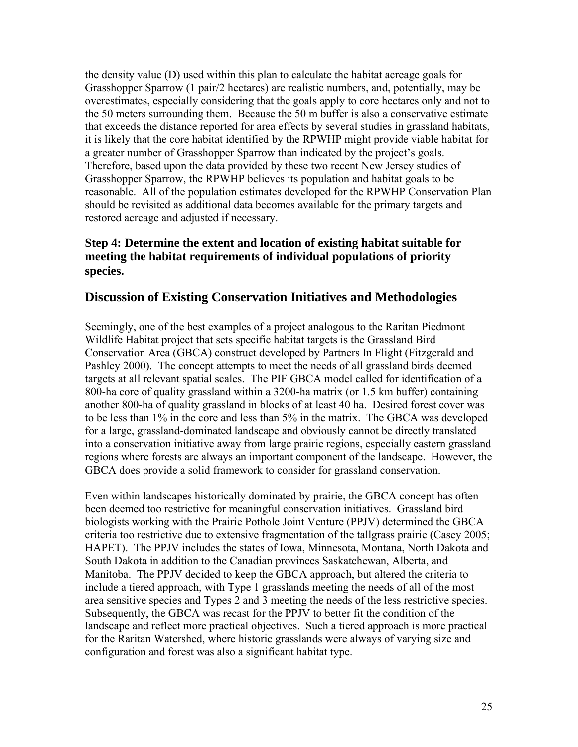the density value (D) used within this plan to calculate the habitat acreage goals for Grasshopper Sparrow (1 pair/2 hectares) are realistic numbers, and, potentially, may be overestimates, especially considering that the goals apply to core hectares only and not to the 50 meters surrounding them. Because the 50 m buffer is also a conservative estimate that exceeds the distance reported for area effects by several studies in grassland habitats, it is likely that the core habitat identified by the RPWHP might provide viable habitat for a greater number of Grasshopper Sparrow than indicated by the project's goals. Therefore, based upon the data provided by these two recent New Jersey studies of Grasshopper Sparrow, the RPWHP believes its population and habitat goals to be reasonable. All of the population estimates developed for the RPWHP Conservation Plan should be revisited as additional data becomes available for the primary targets and restored acreage and adjusted if necessary.

### Step 4: Determine the extent and location of existing habitat suitable for meeting the habitat requirements of individual populations of priority species.

## Discussion of Existing Conservation Initiatives and Methodologies

Seemingly, one of the best examples of a project analogous to the Raritan Piedmont Wildlife Habitat project that sets specific habitat targets is the Grassland Bird Conservation Area (GBCA) construct developed by Partners In Flight (Fitzgerald and Pashley 2000). The concept attempts to meet the needs of all grassland birds deemed targets at all relevant spatial scales. The PIF GBCA model called for identification of a 800-ha core of quality grassland within a 3200-ha matrix (or 1.5 km buffer) containing another 800-ha of quality grassland in blocks of at least 40 ha. Desired forest cover was to be less than 1% in the core and less than 5% in the matrix. The GBCA was developed for a large, grassland-dominated landscape and obviously cannot be directly translated into a conservation initiative away from large prairie regions, especially eastern grassland regions where forests are always an important component of the landscape. However, the GBCA does provide a solid framework to consider for grassland conservation.

Even within landscapes historically dominated by prairie, the GBCA concept has often been deemed too restrictive for meaningful conservation initiatives. Grassland bird biologists working with the Prairie Pothole Joint Venture (PPJV) determined the GBCA criteria too restrictive due to extensive fragmentation of the tallgrass prairie (Casey 2005; HAPET). The PPJV includes the states of Iowa, Minnesota, Montana, North Dakota and South Dakota in addition to the Canadian provinces Saskatchewan, Alberta, and Manitoba. The PPJV decided to keep the GBCA approach, but altered the criteria to include a tiered approach, with Type 1 grasslands meeting the needs of all of the most area sensitive species and Types 2 and 3 meeting the needs of the less restrictive species. Subsequently, the GBCA was recast for the PPJV to better fit the condition of the landscape and reflect more practical objectives. Such a tiered approach is more practical for the Raritan Watershed, where historic grasslands were always of varying size and configuration and forest was also a significant habitat type.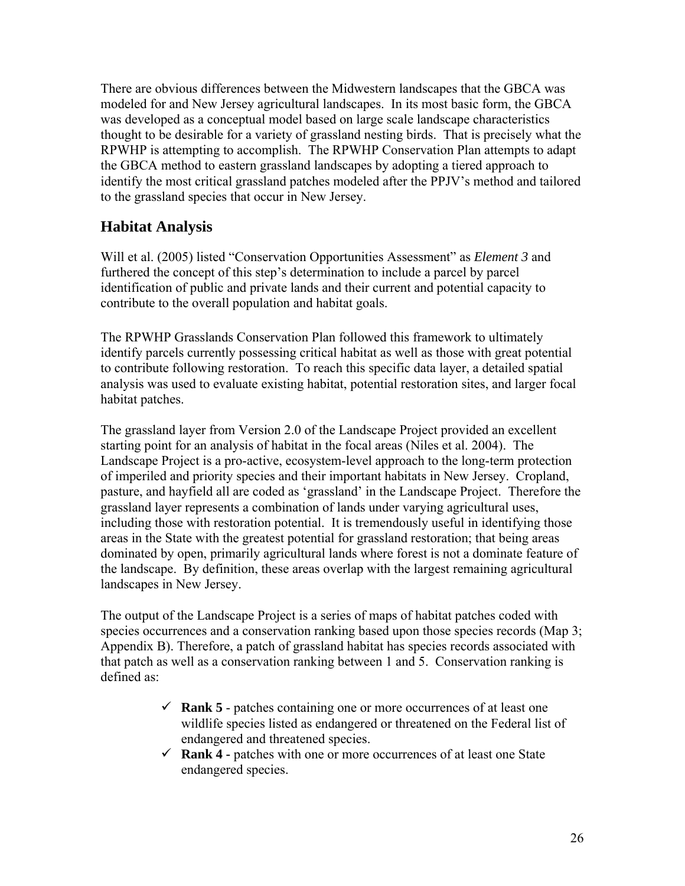There are obvious differences between the Midwestern landscapes that the GBCA was modeled for and New Jersey agricultural landscapes. In its most basic form, the GBCA was developed as a conceptual model based on large scale landscape characteristics thought to be desirable for a variety of grassland nesting birds. That is precisely what the RPWHP is attempting to accomplish. The RPWHP Conservation Plan attempts to adapt the GBCA method to eastern grassland landscapes by adopting a tiered approach to identify the most critical grassland patches modeled after the PPJV's method and tailored to the grassland species that occur in New Jersey.

## Habitat Analysis

Will et al. (2005) listed "Conservation Opportunities Assessment" as *Element 3* and furthered the concept of this step's determination to include a parcel by parcel identification of public and private lands and their current and potential capacity to contribute to the overall population and habitat goals.

The RPWHP Grasslands Conservation Plan followed this framework to ultimately identify parcels currently possessing critical habitat as well as those with great potential to contribute following restoration. To reach this specific data layer, a detailed spatial analysis was used to evaluate existing habitat, potential restoration sites, and larger focal habitat patches.

The grassland layer from Version 2.0 of the Landscape Project provided an excellent starting point for an analysis of habitat in the focal areas (Niles et al. 2004). The Landscape Project is a pro-active, ecosystem-level approach to the long-term protection of imperiled and priority species and their important habitats in New Jersey. Cropland, pasture, and hayfield all are coded as 'grassland' in the Landscape Project. Therefore the grassland layer represents a combination of lands under varying agricultural uses, including those with restoration potential. It is tremendously useful in identifying those areas in the State with the greatest potential for grassland restoration; that being areas dominated by open, primarily agricultural lands where forest is not a dominate feature of the landscape. By definition, these areas overlap with the largest remaining agricultural landscapes in New Jersey.

The output of the Landscape Project is a series of maps of habitat patches coded with species occurrences and a conservation ranking based upon those species records (Map 3; Appendix B). Therefore, a patch of grassland habitat has species records associated with that patch as well as a conservation ranking between 1 and 5. Conservation ranking is defined as:

- ✓ **Rank 5** - patches containing one or more occurrences of at least one wildlife species listed as endangered or threatened on the Federal list of endangered and threatened species.
- ✓ **Rank 4** - patches with one or more occurrences of at least one State endangered species.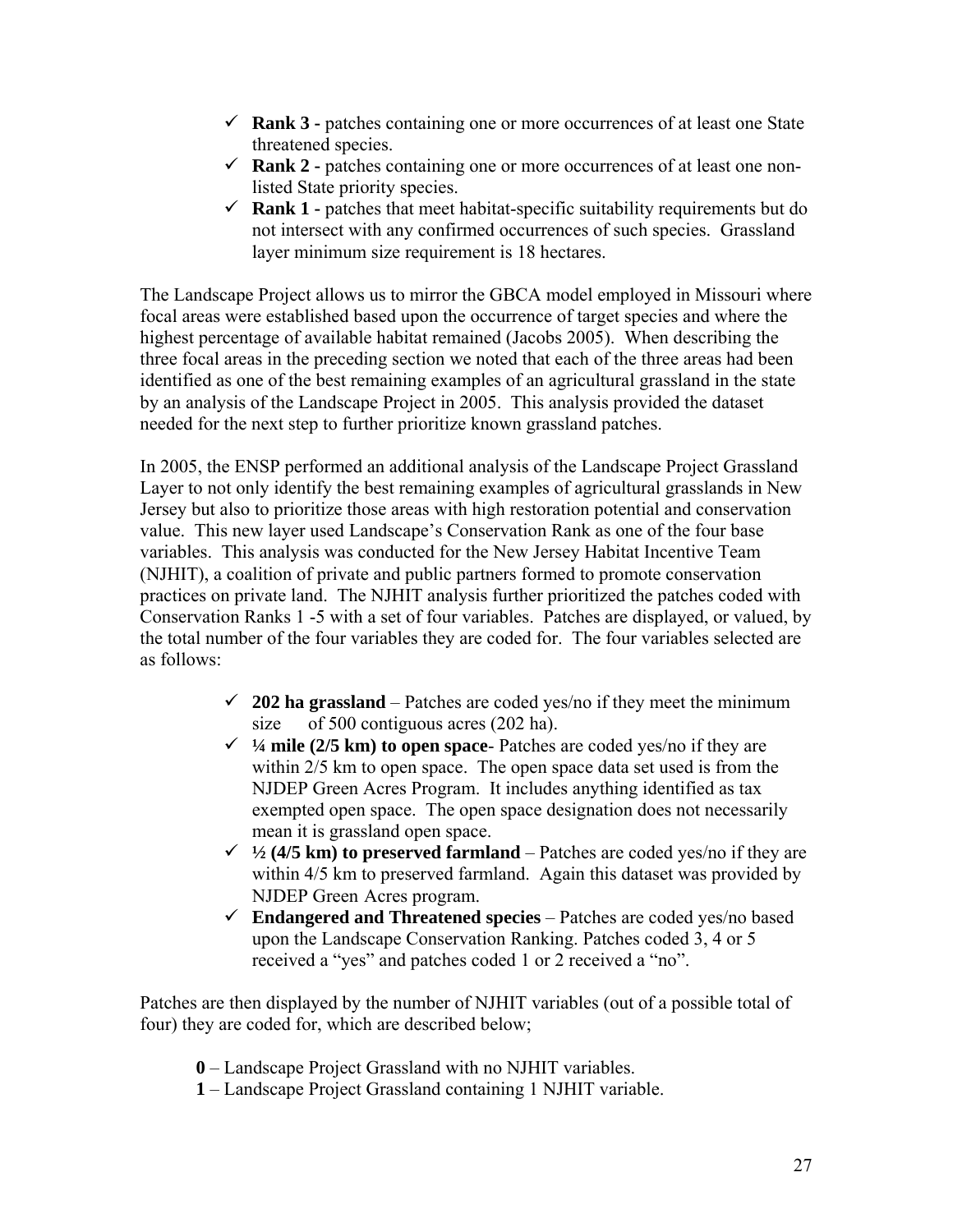- ✓ **Rank 3 -** patches containing one or more occurrences of at least one State threatened species.
- ✓ **Rank 2 -** patches containing one or more occurrences of at least one non-listed State priority species.
- ✓ **Rank 1 -** patches that meet habitat-specific suitability requirements but do not intersect with any confirmed occurrences of such species. Grassland layer minimum size requirement is 18 hectares.

The Landscape Project allows us to mirror the GBCA model employed in Missouri where focal areas were established based upon the occurrence of target species and where the highest percentage of available habitat remained (Jacobs 2005). When describing the three focal areas in the preceding section we noted that each of the three areas had been identified as one of the best remaining examples of an agricultural grassland in the state by an analysis of the Landscape Project in 2005. This analysis provided the dataset needed for the next step to further prioritize known grassland patches.

In 2005, the ENSP performed an additional analysis of the Landscape Project Grassland Layer to not only identify the best remaining examples of agricultural grasslands in New Jersey but also to prioritize those areas with high restoration potential and conservation value. This new layer used Landscape's Conservation Rank as one of the four base variables. This analysis was conducted for the New Jersey Habitat Incentive Team (NJHIT), a coalition of private and public partners formed to promote conservation practices on private land. The NJHIT analysis further prioritized the patches coded with Conservation Ranks 1 -5 with a set of four variables. Patches are displayed, or valued, by the total number of the four variables they are coded for. The four variables selected are as follows:

- ✓ **202 ha grassland** – Patches are coded yes/no if they meet the minimum size of 500 contiguous acres (202 ha).
- ✓ **¼ mile (2/5 km) to open space**- Patches are coded yes/no if they are within 2/5 km to open space. The open space data set used is from the NJDEP Green Acres Program. It includes anything identified as tax exempted open space. The open space designation does not necessarily mean it is grassland open space.
- ✓ **½ (4/5 km) to preserved farmland** – Patches are coded yes/no if they are within 4/5 km to preserved farmland. Again this dataset was provided by NJDEP Green Acres program.
- ✓ **Endangered and Threatened species** – Patches are coded yes/no based upon the Landscape Conservation Ranking. Patches coded 3, 4 or 5 received a "yes" and patches coded 1 or 2 received a "no".

Patches are then displayed by the number of NJHIT variables (out of a possible total of four) they are coded for, which are described below;

**0** – Landscape Project Grassland with no NJHIT variables.
**1** – Landscape Project Grassland containing 1 NJHIT variable.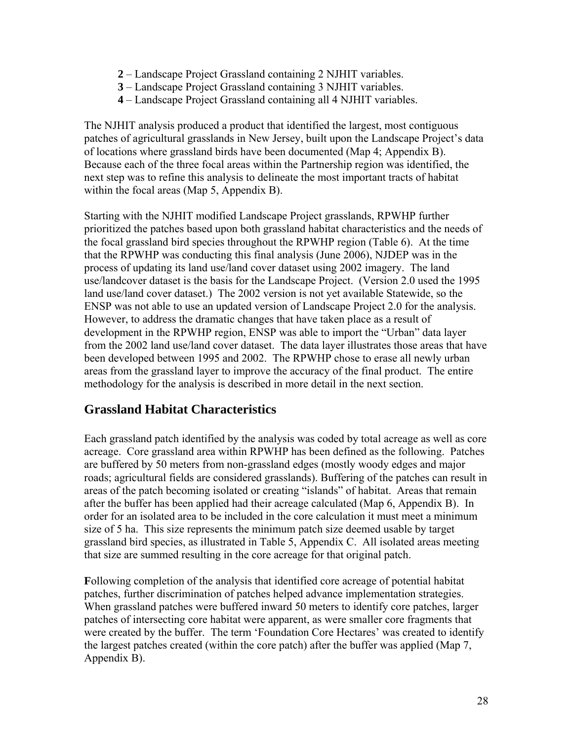- **2** – Landscape Project Grassland containing 2 NJHIT variables.
- **3** – Landscape Project Grassland containing 3 NJHIT variables.
- **4** – Landscape Project Grassland containing all 4 NJHIT variables.

The NJHIT analysis produced a product that identified the largest, most contiguous patches of agricultural grasslands in New Jersey, built upon the Landscape Project's data of locations where grassland birds have been documented (Map 4; Appendix B). Because each of the three focal areas within the Partnership region was identified, the next step was to refine this analysis to delineate the most important tracts of habitat within the focal areas (Map 5, Appendix B).

Starting with the NJHIT modified Landscape Project grasslands, RPWHP further prioritized the patches based upon both grassland habitat characteristics and the needs of the focal grassland bird species throughout the RPWHP region (Table 6). At the time that the RPWHP was conducting this final analysis (June 2006), NJDEP was in the process of updating its land use/land cover dataset using 2002 imagery. The land use/landcover dataset is the basis for the Landscape Project. (Version 2.0 used the 1995 land use/land cover dataset.) The 2002 version is not yet available Statewide, so the ENSP was not able to use an updated version of Landscape Project 2.0 for the analysis. However, to address the dramatic changes that have taken place as a result of development in the RPWHP region, ENSP was able to import the "Urban" data layer from the 2002 land use/land cover dataset. The data layer illustrates those areas that have been developed between 1995 and 2002. The RPWHP chose to erase all newly urban areas from the grassland layer to improve the accuracy of the final product. The entire methodology for the analysis is described in more detail in the next section.

## Grassland Habitat Characteristics

Each grassland patch identified by the analysis was coded by total acreage as well as core acreage. Core grassland area within RPWHP has been defined as the following. Patches are buffered by 50 meters from non-grassland edges (mostly woody edges and major roads; agricultural fields are considered grasslands). Buffering of the patches can result in areas of the patch becoming isolated or creating "islands" of habitat. Areas that remain after the buffer has been applied had their acreage calculated (Map 6, Appendix B). In order for an isolated area to be included in the core calculation it must meet a minimum size of 5 ha. This size represents the minimum patch size deemed usable by target grassland bird species, as illustrated in Table 5, Appendix C. All isolated areas meeting that size are summed resulting in the core acreage for that original patch.

**F**ollowing completion of the analysis that identified core acreage of potential habitat patches, further discrimination of patches helped advance implementation strategies. When grassland patches were buffered inward 50 meters to identify core patches, larger patches of intersecting core habitat were apparent, as were smaller core fragments that were created by the buffer. The term 'Foundation Core Hectares' was created to identify the largest patches created (within the core patch) after the buffer was applied (Map 7, Appendix B).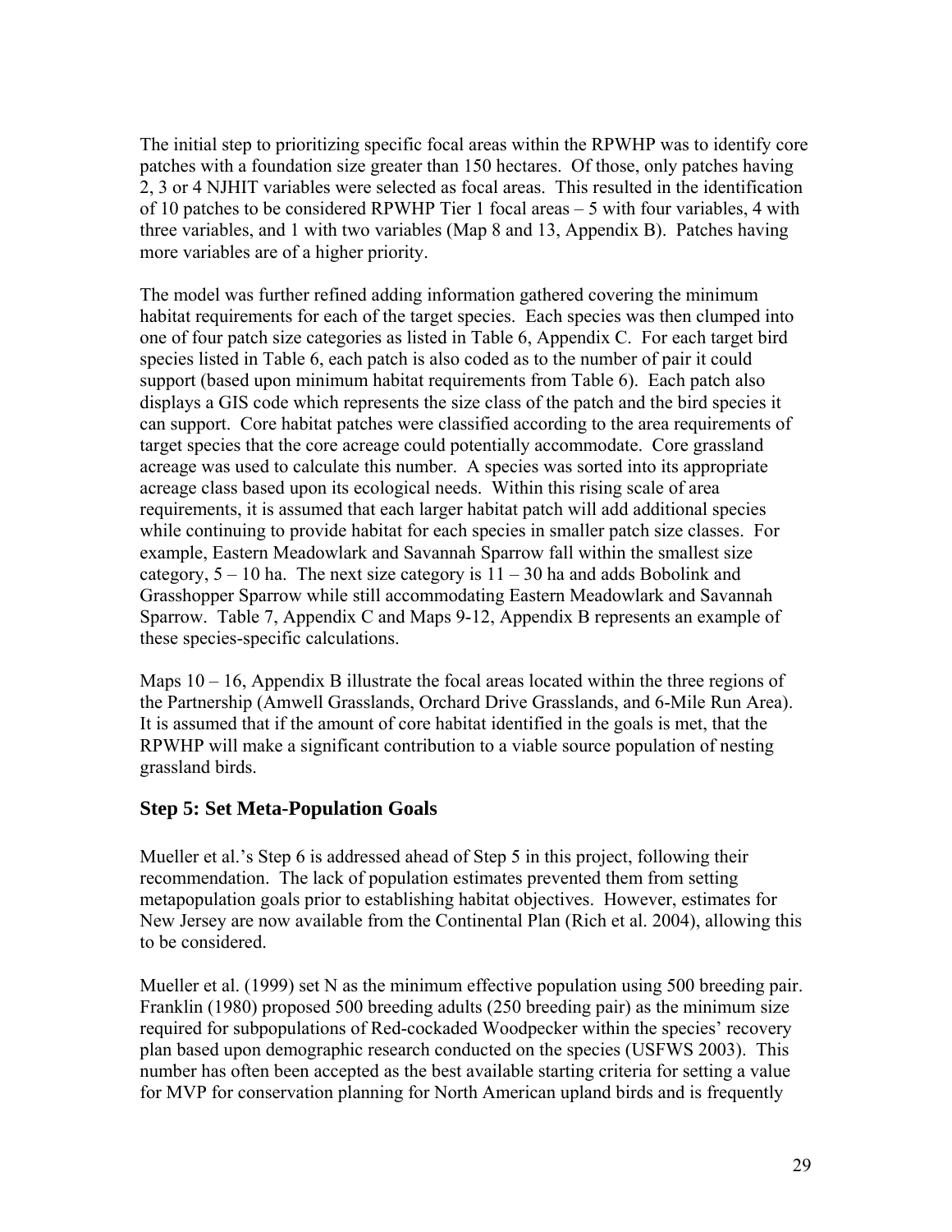The initial step to prioritizing specific focal areas within the RPWHP was to identify core patches with a foundation size greater than 150 hectares. Of those, only patches having 2, 3 or 4 NJHIT variables were selected as focal areas. This resulted in the identification of 10 patches to be considered RPWHP Tier 1 focal areas – 5 with four variables, 4 with three variables, and 1 with two variables (Map 8 and 13, Appendix B). Patches having more variables are of a higher priority.

The model was further refined adding information gathered covering the minimum habitat requirements for each of the target species. Each species was then clumped into one of four patch size categories as listed in Table 6, Appendix C. For each target bird species listed in Table 6, each patch is also coded as to the number of pair it could support (based upon minimum habitat requirements from Table 6). Each patch also displays a GIS code which represents the size class of the patch and the bird species it can support. Core habitat patches were classified according to the area requirements of target species that the core acreage could potentially accommodate. Core grassland acreage was used to calculate this number. A species was sorted into its appropriate acreage class based upon its ecological needs. Within this rising scale of area requirements, it is assumed that each larger habitat patch will add additional species while continuing to provide habitat for each species in smaller patch size classes. For example, Eastern Meadowlark and Savannah Sparrow fall within the smallest size category, 5 – 10 ha. The next size category is 11 – 30 ha and adds Bobolink and Grasshopper Sparrow while still accommodating Eastern Meadowlark and Savannah Sparrow. Table 7, Appendix C and Maps 9-12, Appendix B represents an example of these species-specific calculations.

Maps 10 – 16, Appendix B illustrate the focal areas located within the three regions of the Partnership (Amwell Grasslands, Orchard Drive Grasslands, and 6-Mile Run Area). It is assumed that if the amount of core habitat identified in the goals is met, that the RPWHP will make a significant contribution to a viable source population of nesting grassland birds.

## Step 5: Set Meta-Population Goals

Mueller et al.'s Step 6 is addressed ahead of Step 5 in this project, following their recommendation. The lack of population estimates prevented them from setting metapopulation goals prior to establishing habitat objectives. However, estimates for New Jersey are now available from the Continental Plan (Rich et al. 2004), allowing this to be considered.

Mueller et al. (1999) set N as the minimum effective population using 500 breeding pair. Franklin (1980) proposed 500 breeding adults (250 breeding pair) as the minimum size required for subpopulations of Red-cockaded Woodpecker within the species' recovery plan based upon demographic research conducted on the species (USFWS 2003). This number has often been accepted as the best available starting criteria for setting a value for MVP for conservation planning for North American upland birds and is frequently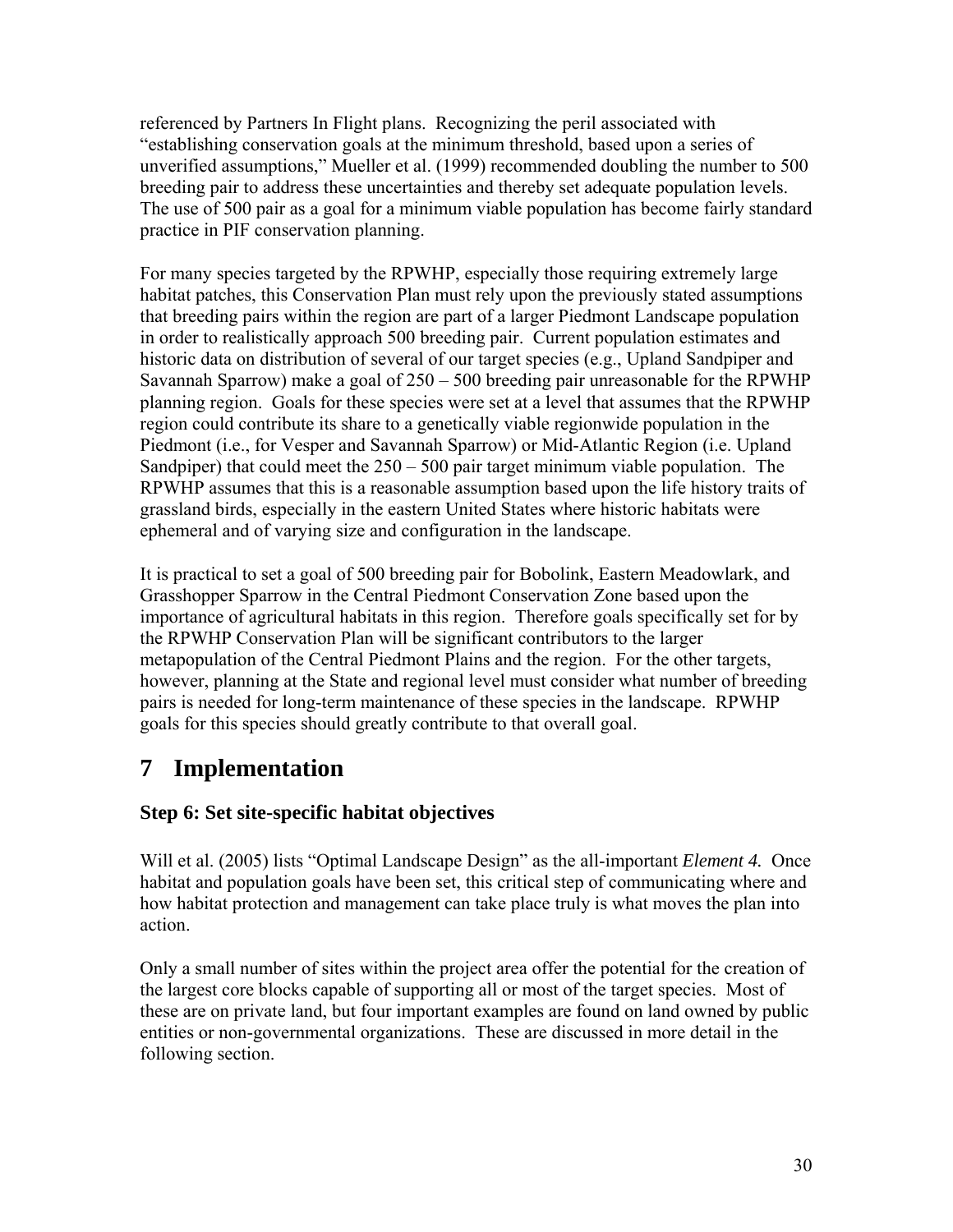referenced by Partners In Flight plans. Recognizing the peril associated with "establishing conservation goals at the minimum threshold, based upon a series of unverified assumptions," Mueller et al. (1999) recommended doubling the number to 500 breeding pair to address these uncertainties and thereby set adequate population levels. The use of 500 pair as a goal for a minimum viable population has become fairly standard practice in PIF conservation planning.

For many species targeted by the RPWHP, especially those requiring extremely large habitat patches, this Conservation Plan must rely upon the previously stated assumptions that breeding pairs within the region are part of a larger Piedmont Landscape population in order to realistically approach 500 breeding pair. Current population estimates and historic data on distribution of several of our target species (e.g., Upland Sandpiper and Savannah Sparrow) make a goal of 250 – 500 breeding pair unreasonable for the RPWHP planning region. Goals for these species were set at a level that assumes that the RPWHP region could contribute its share to a genetically viable regionwide population in the Piedmont (i.e., for Vesper and Savannah Sparrow) or Mid-Atlantic Region (i.e. Upland Sandpiper) that could meet the 250 – 500 pair target minimum viable population. The RPWHP assumes that this is a reasonable assumption based upon the life history traits of grassland birds, especially in the eastern United States where historic habitats were ephemeral and of varying size and configuration in the landscape.

It is practical to set a goal of 500 breeding pair for Bobolink, Eastern Meadowlark, and Grasshopper Sparrow in the Central Piedmont Conservation Zone based upon the importance of agricultural habitats in this region. Therefore goals specifically set for by the RPWHP Conservation Plan will be significant contributors to the larger metapopulation of the Central Piedmont Plains and the region. For the other targets, however, planning at the State and regional level must consider what number of breeding pairs is needed for long-term maintenance of these species in the landscape. RPWHP goals for this species should greatly contribute to that overall goal.

# 7 Implementation

### Step 6: Set site-specific habitat objectives

Will et al. (2005) lists "Optimal Landscape Design" as the all-important *Element 4.* Once habitat and population goals have been set, this critical step of communicating where and how habitat protection and management can take place truly is what moves the plan into action.

Only a small number of sites within the project area offer the potential for the creation of the largest core blocks capable of supporting all or most of the target species. Most of these are on private land, but four important examples are found on land owned by public entities or non-governmental organizations. These are discussed in more detail in the following section.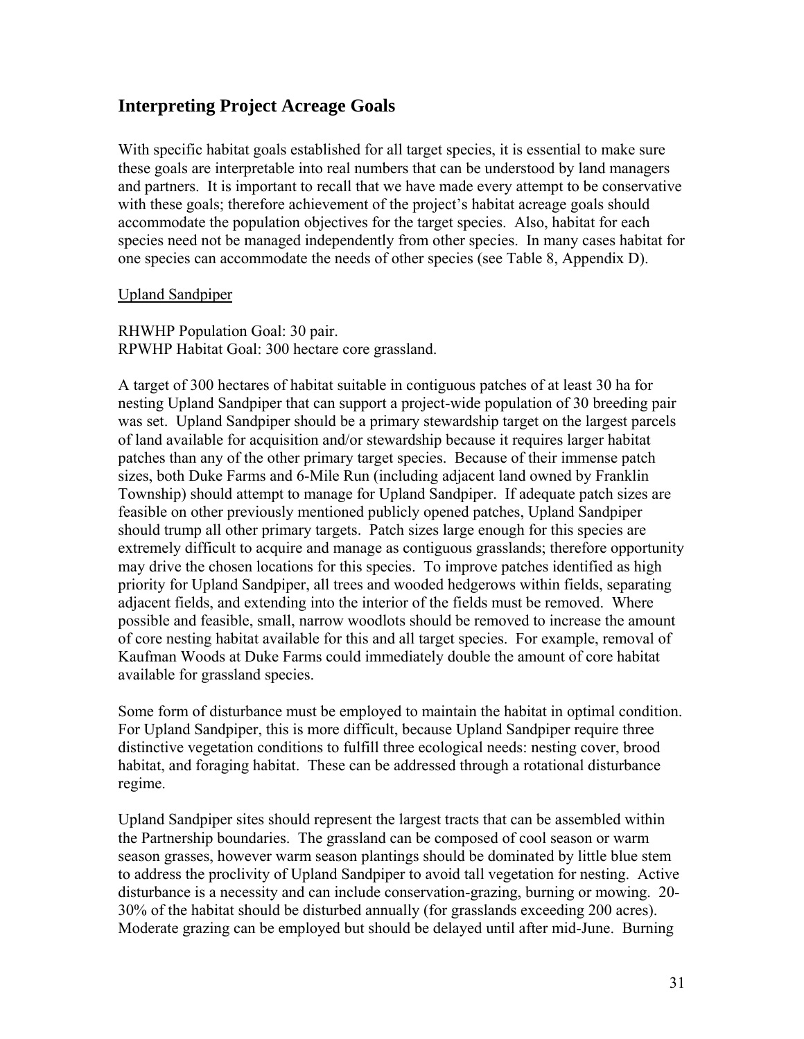## Interpreting Project Acreage Goals

With specific habitat goals established for all target species, it is essential to make sure these goals are interpretable into real numbers that can be understood by land managers and partners. It is important to recall that we have made every attempt to be conservative with these goals; therefore achievement of the project's habitat acreage goals should accommodate the population objectives for the target species. Also, habitat for each species need not be managed independently from other species. In many cases habitat for one species can accommodate the needs of other species (see Table 8, Appendix D).

Upland Sandpiper

RHWHP Population Goal: 30 pair.
RPWHP Habitat Goal: 300 hectare core grassland.

A target of 300 hectares of habitat suitable in contiguous patches of at least 30 ha for nesting Upland Sandpiper that can support a project-wide population of 30 breeding pair was set. Upland Sandpiper should be a primary stewardship target on the largest parcels of land available for acquisition and/or stewardship because it requires larger habitat patches than any of the other primary target species. Because of their immense patch sizes, both Duke Farms and 6-Mile Run (including adjacent land owned by Franklin Township) should attempt to manage for Upland Sandpiper. If adequate patch sizes are feasible on other previously mentioned publicly opened patches, Upland Sandpiper should trump all other primary targets. Patch sizes large enough for this species are extremely difficult to acquire and manage as contiguous grasslands; therefore opportunity may drive the chosen locations for this species. To improve patches identified as high priority for Upland Sandpiper, all trees and wooded hedgerows within fields, separating adjacent fields, and extending into the interior of the fields must be removed. Where possible and feasible, small, narrow woodlots should be removed to increase the amount of core nesting habitat available for this and all target species. For example, removal of Kaufman Woods at Duke Farms could immediately double the amount of core habitat available for grassland species.

Some form of disturbance must be employed to maintain the habitat in optimal condition. For Upland Sandpiper, this is more difficult, because Upland Sandpiper require three distinctive vegetation conditions to fulfill three ecological needs: nesting cover, brood habitat, and foraging habitat. These can be addressed through a rotational disturbance regime.

Upland Sandpiper sites should represent the largest tracts that can be assembled within the Partnership boundaries. The grassland can be composed of cool season or warm season grasses, however warm season plantings should be dominated by little blue stem to address the proclivity of Upland Sandpiper to avoid tall vegetation for nesting. Active disturbance is a necessity and can include conservation-grazing, burning or mowing. 20-30% of the habitat should be disturbed annually (for grasslands exceeding 200 acres). Moderate grazing can be employed but should be delayed until after mid-June. Burning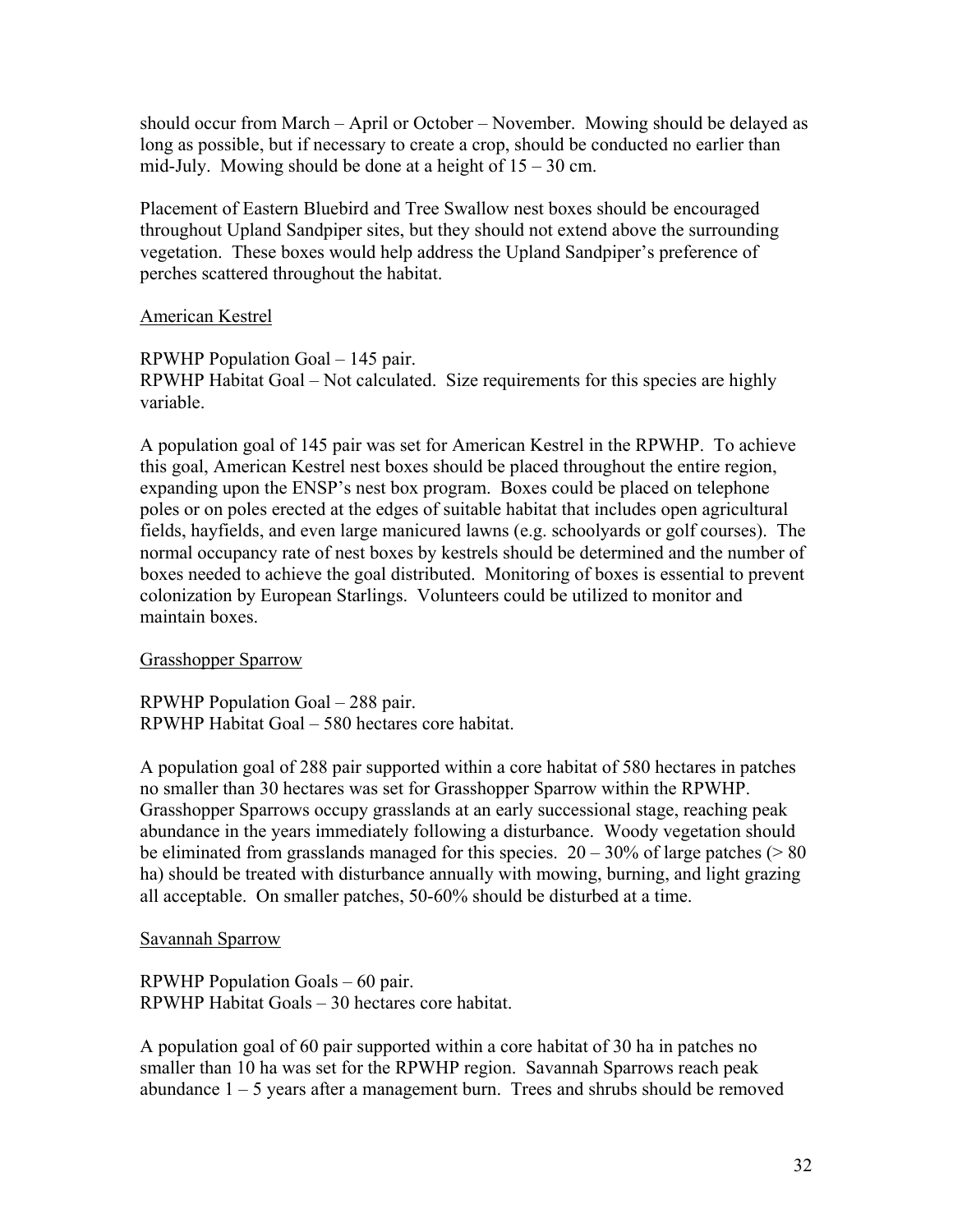should occur from March – April or October – November. Mowing should be delayed as long as possible, but if necessary to create a crop, should be conducted no earlier than mid-July. Mowing should be done at a height of 15 – 30 cm.

Placement of Eastern Bluebird and Tree Swallow nest boxes should be encouraged throughout Upland Sandpiper sites, but they should not extend above the surrounding vegetation. These boxes would help address the Upland Sandpiper's preference of perches scattered throughout the habitat.

### American Kestrel

RPWHP Population Goal – 145 pair.
RPWHP Habitat Goal – Not calculated. Size requirements for this species are highly variable.

A population goal of 145 pair was set for American Kestrel in the RPWHP. To achieve this goal, American Kestrel nest boxes should be placed throughout the entire region, expanding upon the ENSP's nest box program. Boxes could be placed on telephone poles or on poles erected at the edges of suitable habitat that includes open agricultural fields, hayfields, and even large manicured lawns (e.g. schoolyards or golf courses). The normal occupancy rate of nest boxes by kestrels should be determined and the number of boxes needed to achieve the goal distributed. Monitoring of boxes is essential to prevent colonization by European Starlings. Volunteers could be utilized to monitor and maintain boxes.

### Grasshopper Sparrow

RPWHP Population Goal – 288 pair.
RPWHP Habitat Goal – 580 hectares core habitat.

A population goal of 288 pair supported within a core habitat of 580 hectares in patches no smaller than 30 hectares was set for Grasshopper Sparrow within the RPWHP. Grasshopper Sparrows occupy grasslands at an early successional stage, reaching peak abundance in the years immediately following a disturbance. Woody vegetation should be eliminated from grasslands managed for this species. 20 – 30% of large patches (> 80 ha) should be treated with disturbance annually with mowing, burning, and light grazing all acceptable. On smaller patches, 50-60% should be disturbed at a time.

### Savannah Sparrow

RPWHP Population Goals – 60 pair.
RPWHP Habitat Goals – 30 hectares core habitat.

A population goal of 60 pair supported within a core habitat of 30 ha in patches no smaller than 10 ha was set for the RPWHP region. Savannah Sparrows reach peak abundance 1 – 5 years after a management burn. Trees and shrubs should be removed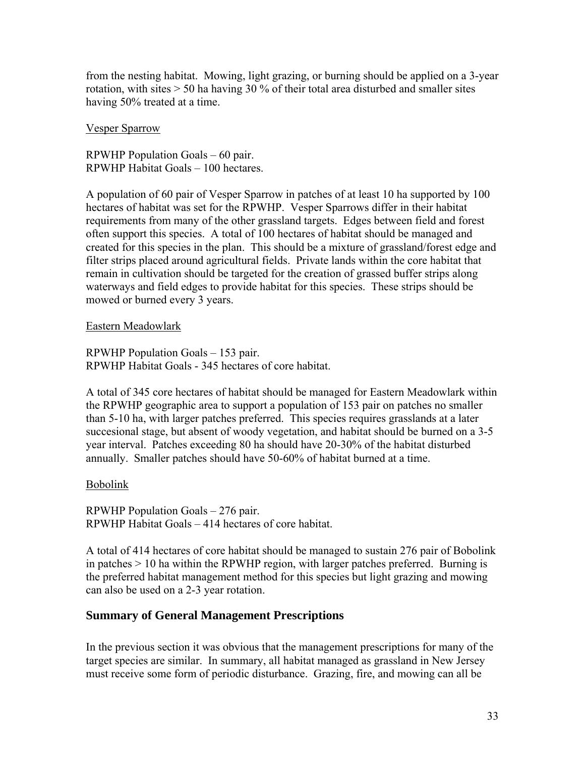from the nesting habitat. Mowing, light grazing, or burning should be applied on a 3-year rotation, with sites > 50 ha having 30 % of their total area disturbed and smaller sites having 50% treated at a time.

Vesper Sparrow

RPWHP Population Goals – 60 pair.
RPWHP Habitat Goals – 100 hectares.

A population of 60 pair of Vesper Sparrow in patches of at least 10 ha supported by 100 hectares of habitat was set for the RPWHP. Vesper Sparrows differ in their habitat requirements from many of the other grassland targets. Edges between field and forest often support this species. A total of 100 hectares of habitat should be managed and created for this species in the plan. This should be a mixture of grassland/forest edge and filter strips placed around agricultural fields. Private lands within the core habitat that remain in cultivation should be targeted for the creation of grassed buffer strips along waterways and field edges to provide habitat for this species. These strips should be mowed or burned every 3 years.

Eastern Meadowlark

RPWHP Population Goals – 153 pair.
RPWHP Habitat Goals - 345 hectares of core habitat.

A total of 345 core hectares of habitat should be managed for Eastern Meadowlark within the RPWHP geographic area to support a population of 153 pair on patches no smaller than 5-10 ha, with larger patches preferred. This species requires grasslands at a later succesional stage, but absent of woody vegetation, and habitat should be burned on a 3-5 year interval. Patches exceeding 80 ha should have 20-30% of the habitat disturbed annually. Smaller patches should have 50-60% of habitat burned at a time.

Bobolink

RPWHP Population Goals – 276 pair.
RPWHP Habitat Goals – 414 hectares of core habitat.

A total of 414 hectares of core habitat should be managed to sustain 276 pair of Bobolink in patches > 10 ha within the RPWHP region, with larger patches preferred. Burning is the preferred habitat management method for this species but light grazing and mowing can also be used on a 2-3 year rotation.

## Summary of General Management Prescriptions

In the previous section it was obvious that the management prescriptions for many of the target species are similar. In summary, all habitat managed as grassland in New Jersey must receive some form of periodic disturbance. Grazing, fire, and mowing can all be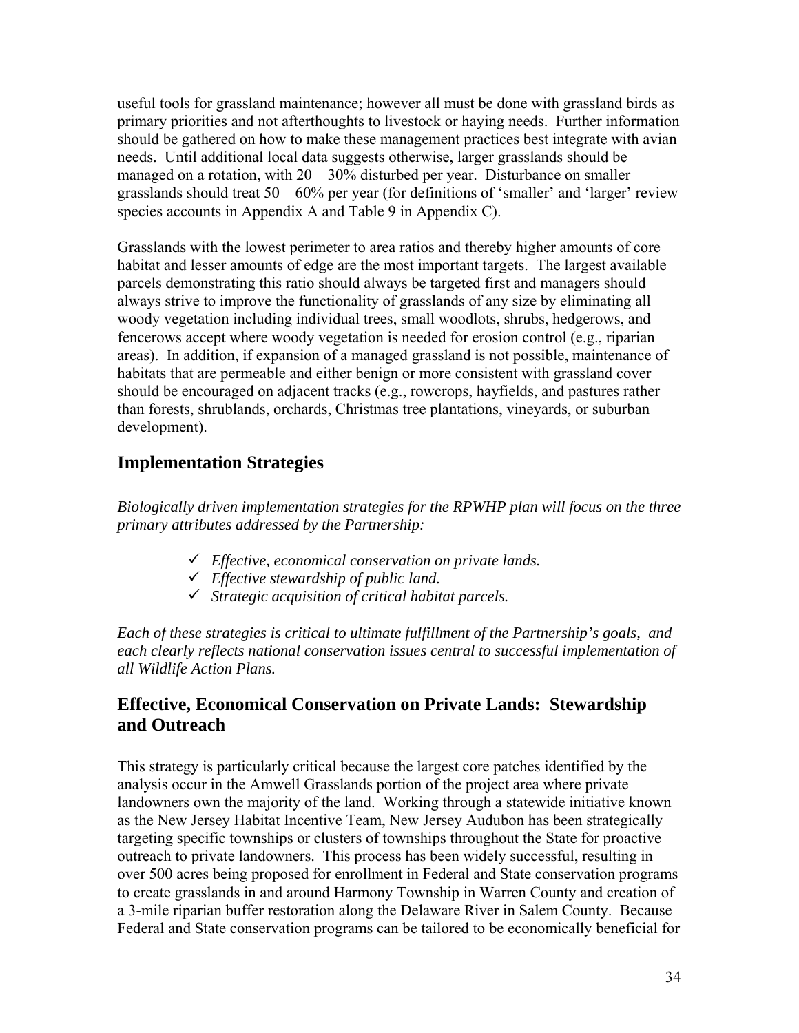useful tools for grassland maintenance; however all must be done with grassland birds as primary priorities and not afterthoughts to livestock or haying needs. Further information should be gathered on how to make these management practices best integrate with avian needs. Until additional local data suggests otherwise, larger grasslands should be managed on a rotation, with 20 – 30% disturbed per year. Disturbance on smaller grasslands should treat 50 – 60% per year (for definitions of 'smaller' and 'larger' review species accounts in Appendix A and Table 9 in Appendix C).

Grasslands with the lowest perimeter to area ratios and thereby higher amounts of core habitat and lesser amounts of edge are the most important targets. The largest available parcels demonstrating this ratio should always be targeted first and managers should always strive to improve the functionality of grasslands of any size by eliminating all woody vegetation including individual trees, small woodlots, shrubs, hedgerows, and fencerows accept where woody vegetation is needed for erosion control (e.g., riparian areas). In addition, if expansion of a managed grassland is not possible, maintenance of habitats that are permeable and either benign or more consistent with grassland cover should be encouraged on adjacent tracks (e.g., rowcrops, hayfields, and pastures rather than forests, shrublands, orchards, Christmas tree plantations, vineyards, or suburban development).

## Implementation Strategies

*Biologically driven implementation strategies for the RPWHP plan will focus on the three primary attributes addressed by the Partnership:*

- ✓ *Effective, economical conservation on private lands.*
- ✓ *Effective stewardship of public land.*
- ✓ *Strategic acquisition of critical habitat parcels.*

*Each of these strategies is critical to ultimate fulfillment of the Partnership's goals, and each clearly reflects national conservation issues central to successful implementation of all Wildlife Action Plans.*

## Effective, Economical Conservation on Private Lands: Stewardship and Outreach

This strategy is particularly critical because the largest core patches identified by the analysis occur in the Amwell Grasslands portion of the project area where private landowners own the majority of the land. Working through a statewide initiative known as the New Jersey Habitat Incentive Team, New Jersey Audubon has been strategically targeting specific townships or clusters of townships throughout the State for proactive outreach to private landowners. This process has been widely successful, resulting in over 500 acres being proposed for enrollment in Federal and State conservation programs to create grasslands in and around Harmony Township in Warren County and creation of a 3-mile riparian buffer restoration along the Delaware River in Salem County. Because Federal and State conservation programs can be tailored to be economically beneficial for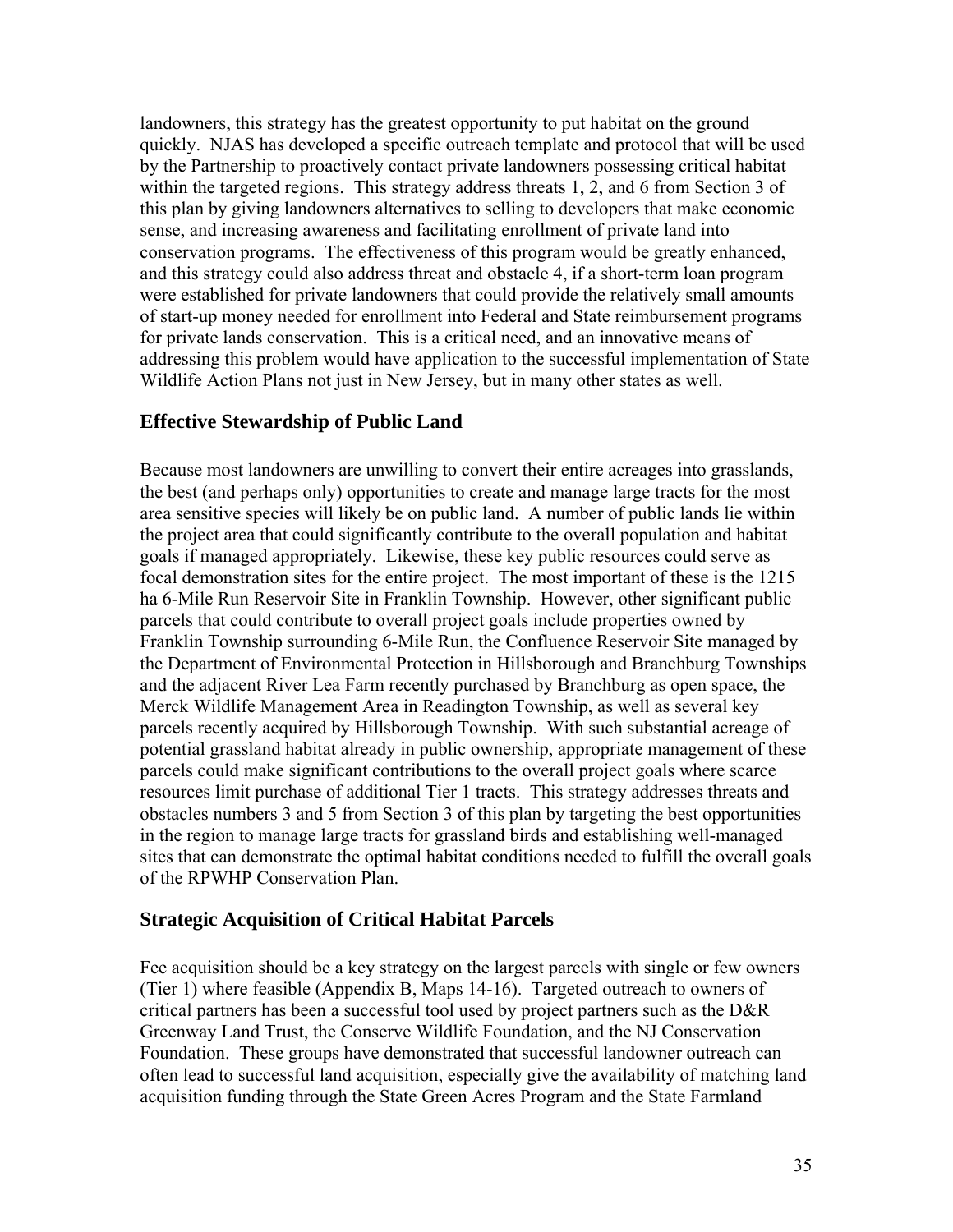landowners, this strategy has the greatest opportunity to put habitat on the ground quickly. NJAS has developed a specific outreach template and protocol that will be used by the Partnership to proactively contact private landowners possessing critical habitat within the targeted regions. This strategy address threats 1, 2, and 6 from Section 3 of this plan by giving landowners alternatives to selling to developers that make economic sense, and increasing awareness and facilitating enrollment of private land into conservation programs. The effectiveness of this program would be greatly enhanced, and this strategy could also address threat and obstacle 4, if a short-term loan program were established for private landowners that could provide the relatively small amounts of start-up money needed for enrollment into Federal and State reimbursement programs for private lands conservation. This is a critical need, and an innovative means of addressing this problem would have application to the successful implementation of State Wildlife Action Plans not just in New Jersey, but in many other states as well.

## Effective Stewardship of Public Land

Because most landowners are unwilling to convert their entire acreages into grasslands, the best (and perhaps only) opportunities to create and manage large tracts for the most area sensitive species will likely be on public land. A number of public lands lie within the project area that could significantly contribute to the overall population and habitat goals if managed appropriately. Likewise, these key public resources could serve as focal demonstration sites for the entire project. The most important of these is the 1215 ha 6-Mile Run Reservoir Site in Franklin Township. However, other significant public parcels that could contribute to overall project goals include properties owned by Franklin Township surrounding 6-Mile Run, the Confluence Reservoir Site managed by the Department of Environmental Protection in Hillsborough and Branchburg Townships and the adjacent River Lea Farm recently purchased by Branchburg as open space, the Merck Wildlife Management Area in Readington Township, as well as several key parcels recently acquired by Hillsborough Township. With such substantial acreage of potential grassland habitat already in public ownership, appropriate management of these parcels could make significant contributions to the overall project goals where scarce resources limit purchase of additional Tier 1 tracts. This strategy addresses threats and obstacles numbers 3 and 5 from Section 3 of this plan by targeting the best opportunities in the region to manage large tracts for grassland birds and establishing well-managed sites that can demonstrate the optimal habitat conditions needed to fulfill the overall goals of the RPWHP Conservation Plan.

## Strategic Acquisition of Critical Habitat Parcels

Fee acquisition should be a key strategy on the largest parcels with single or few owners (Tier 1) where feasible (Appendix B, Maps 14-16). Targeted outreach to owners of critical partners has been a successful tool used by project partners such as the D&R Greenway Land Trust, the Conserve Wildlife Foundation, and the NJ Conservation Foundation. These groups have demonstrated that successful landowner outreach can often lead to successful land acquisition, especially give the availability of matching land acquisition funding through the State Green Acres Program and the State Farmland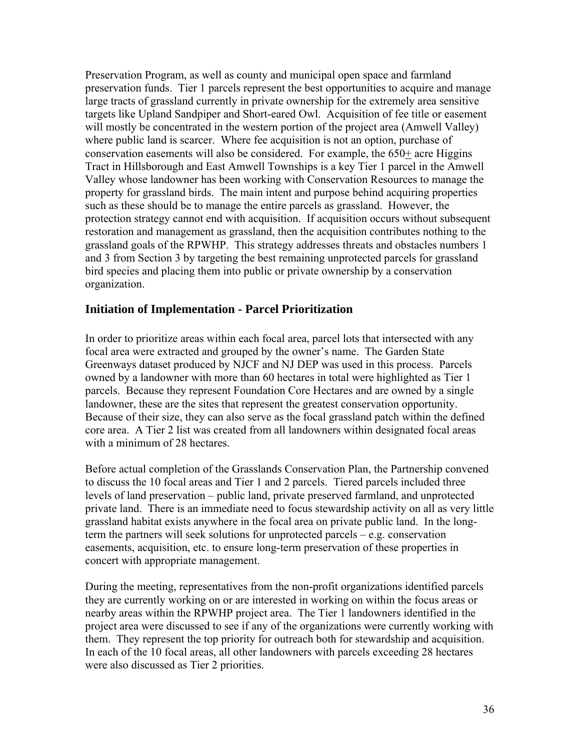Preservation Program, as well as county and municipal open space and farmland preservation funds. Tier 1 parcels represent the best opportunities to acquire and manage large tracts of grassland currently in private ownership for the extremely area sensitive targets like Upland Sandpiper and Short-eared Owl. Acquisition of fee title or easement will mostly be concentrated in the western portion of the project area (Amwell Valley) where public land is scarcer. Where fee acquisition is not an option, purchase of conservation easements will also be considered. For example, the 650± acre Higgins Tract in Hillsborough and East Amwell Townships is a key Tier 1 parcel in the Amwell Valley whose landowner has been working with Conservation Resources to manage the property for grassland birds. The main intent and purpose behind acquiring properties such as these should be to manage the entire parcels as grassland. However, the protection strategy cannot end with acquisition. If acquisition occurs without subsequent restoration and management as grassland, then the acquisition contributes nothing to the grassland goals of the RPWHP. This strategy addresses threats and obstacles numbers 1 and 3 from Section 3 by targeting the best remaining unprotected parcels for grassland bird species and placing them into public or private ownership by a conservation organization.

## Initiation of Implementation - Parcel Prioritization

In order to prioritize areas within each focal area, parcel lots that intersected with any focal area were extracted and grouped by the owner's name. The Garden State Greenways dataset produced by NJCF and NJ DEP was used in this process. Parcels owned by a landowner with more than 60 hectares in total were highlighted as Tier 1 parcels. Because they represent Foundation Core Hectares and are owned by a single landowner, these are the sites that represent the greatest conservation opportunity. Because of their size, they can also serve as the focal grassland patch within the defined core area. A Tier 2 list was created from all landowners within designated focal areas with a minimum of 28 hectares.

Before actual completion of the Grasslands Conservation Plan, the Partnership convened to discuss the 10 focal areas and Tier 1 and 2 parcels. Tiered parcels included three levels of land preservation – public land, private preserved farmland, and unprotected private land. There is an immediate need to focus stewardship activity on all as very little grassland habitat exists anywhere in the focal area on private public land. In the long-term the partners will seek solutions for unprotected parcels – e.g. conservation easements, acquisition, etc. to ensure long-term preservation of these properties in concert with appropriate management.

During the meeting, representatives from the non-profit organizations identified parcels they are currently working on or are interested in working on within the focus areas or nearby areas within the RPWHP project area. The Tier 1 landowners identified in the project area were discussed to see if any of the organizations were currently working with them. They represent the top priority for outreach both for stewardship and acquisition. In each of the 10 focal areas, all other landowners with parcels exceeding 28 hectares were also discussed as Tier 2 priorities.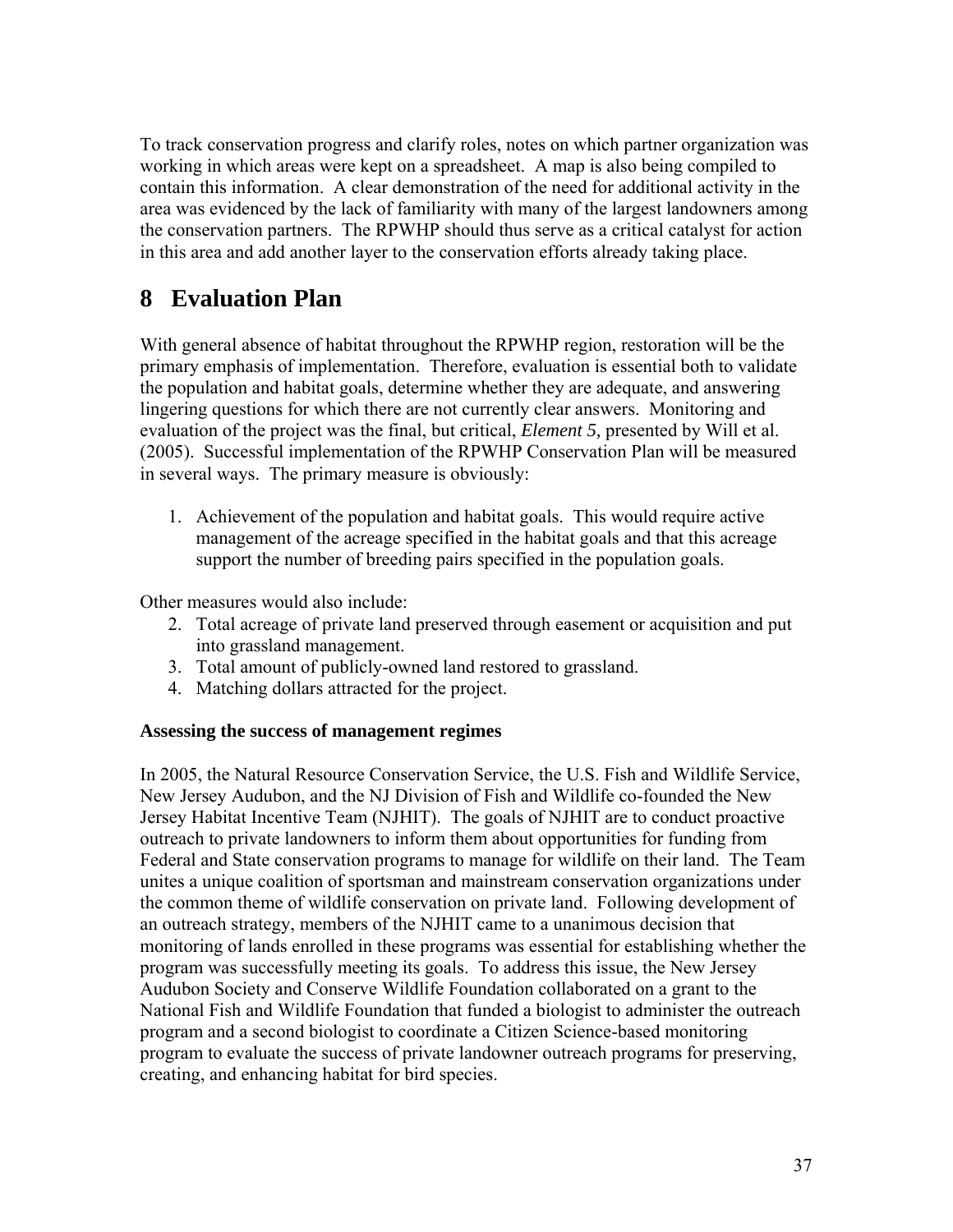To track conservation progress and clarify roles, notes on which partner organization was working in which areas were kept on a spreadsheet. A map is also being compiled to contain this information. A clear demonstration of the need for additional activity in the area was evidenced by the lack of familiarity with many of the largest landowners among the conservation partners. The RPWHP should thus serve as a critical catalyst for action in this area and add another layer to the conservation efforts already taking place.

# 8 Evaluation Plan

With general absence of habitat throughout the RPWHP region, restoration will be the primary emphasis of implementation. Therefore, evaluation is essential both to validate the population and habitat goals, determine whether they are adequate, and answering lingering questions for which there are not currently clear answers. Monitoring and evaluation of the project was the final, but critical, *Element 5,* presented by Will et al. (2005). Successful implementation of the RPWHP Conservation Plan will be measured in several ways. The primary measure is obviously:

1. Achievement of the population and habitat goals. This would require active management of the acreage specified in the habitat goals and that this acreage support the number of breeding pairs specified in the population goals.

Other measures would also include:

2. Total acreage of private land preserved through easement or acquisition and put into grassland management.
3. Total amount of publicly-owned land restored to grassland.
4. Matching dollars attracted for the project.

**Assessing the success of management regimes**

In 2005, the Natural Resource Conservation Service, the U.S. Fish and Wildlife Service, New Jersey Audubon, and the NJ Division of Fish and Wildlife co-founded the New Jersey Habitat Incentive Team (NJHIT). The goals of NJHIT are to conduct proactive outreach to private landowners to inform them about opportunities for funding from Federal and State conservation programs to manage for wildlife on their land. The Team unites a unique coalition of sportsman and mainstream conservation organizations under the common theme of wildlife conservation on private land. Following development of an outreach strategy, members of the NJHIT came to a unanimous decision that monitoring of lands enrolled in these programs was essential for establishing whether the program was successfully meeting its goals. To address this issue, the New Jersey Audubon Society and Conserve Wildlife Foundation collaborated on a grant to the National Fish and Wildlife Foundation that funded a biologist to administer the outreach program and a second biologist to coordinate a Citizen Science-based monitoring program to evaluate the success of private landowner outreach programs for preserving, creating, and enhancing habitat for bird species.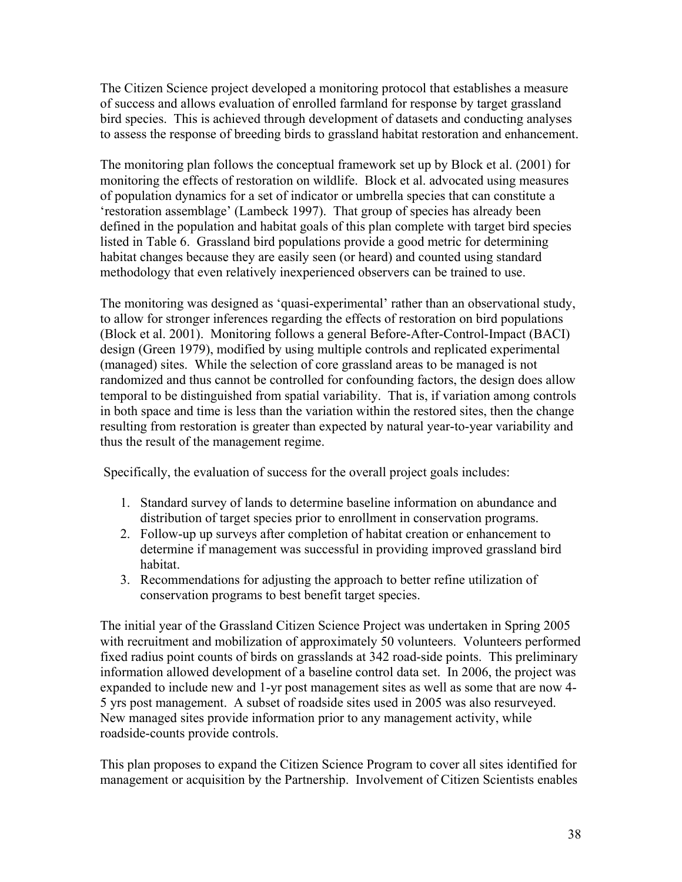The Citizen Science project developed a monitoring protocol that establishes a measure of success and allows evaluation of enrolled farmland for response by target grassland bird species. This is achieved through development of datasets and conducting analyses to assess the response of breeding birds to grassland habitat restoration and enhancement.

The monitoring plan follows the conceptual framework set up by Block et al. (2001) for monitoring the effects of restoration on wildlife. Block et al. advocated using measures of population dynamics for a set of indicator or umbrella species that can constitute a 'restoration assemblage' (Lambeck 1997). That group of species has already been defined in the population and habitat goals of this plan complete with target bird species listed in Table 6. Grassland bird populations provide a good metric for determining habitat changes because they are easily seen (or heard) and counted using standard methodology that even relatively inexperienced observers can be trained to use.

The monitoring was designed as 'quasi-experimental' rather than an observational study, to allow for stronger inferences regarding the effects of restoration on bird populations (Block et al. 2001). Monitoring follows a general Before-After-Control-Impact (BACI) design (Green 1979), modified by using multiple controls and replicated experimental (managed) sites. While the selection of core grassland areas to be managed is not randomized and thus cannot be controlled for confounding factors, the design does allow temporal to be distinguished from spatial variability. That is, if variation among controls in both space and time is less than the variation within the restored sites, then the change resulting from restoration is greater than expected by natural year-to-year variability and thus the result of the management regime.

Specifically, the evaluation of success for the overall project goals includes:

1. Standard survey of lands to determine baseline information on abundance and distribution of target species prior to enrollment in conservation programs.
2. Follow-up up surveys after completion of habitat creation or enhancement to determine if management was successful in providing improved grassland bird habitat.
3. Recommendations for adjusting the approach to better refine utilization of conservation programs to best benefit target species.

The initial year of the Grassland Citizen Science Project was undertaken in Spring 2005 with recruitment and mobilization of approximately 50 volunteers. Volunteers performed fixed radius point counts of birds on grasslands at 342 road-side points. This preliminary information allowed development of a baseline control data set. In 2006, the project was expanded to include new and 1-yr post management sites as well as some that are now 4-5 yrs post management. A subset of roadside sites used in 2005 was also resurveyed. New managed sites provide information prior to any management activity, while roadside-counts provide controls.

This plan proposes to expand the Citizen Science Program to cover all sites identified for management or acquisition by the Partnership. Involvement of Citizen Scientists enables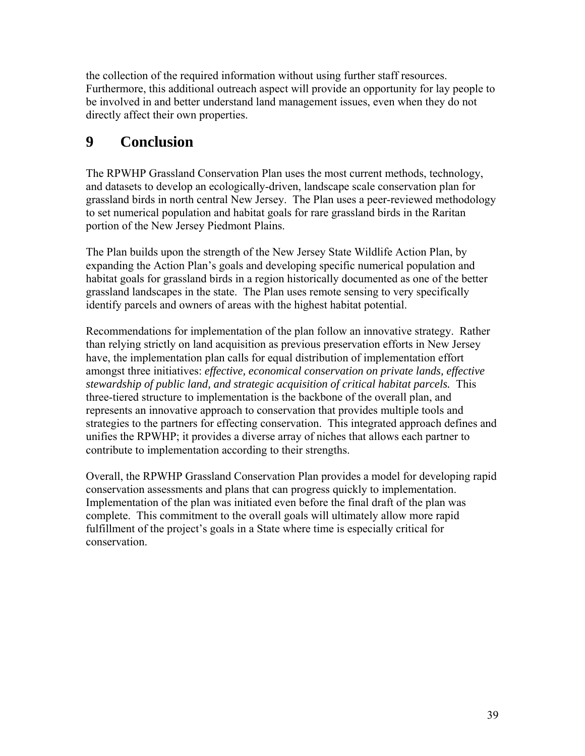the collection of the required information without using further staff resources. Furthermore, this additional outreach aspect will provide an opportunity for lay people to be involved in and better understand land management issues, even when they do not directly affect their own properties.

# 9 Conclusion

The RPWHP Grassland Conservation Plan uses the most current methods, technology, and datasets to develop an ecologically-driven, landscape scale conservation plan for grassland birds in north central New Jersey. The Plan uses a peer-reviewed methodology to set numerical population and habitat goals for rare grassland birds in the Raritan portion of the New Jersey Piedmont Plains.

The Plan builds upon the strength of the New Jersey State Wildlife Action Plan, by expanding the Action Plan's goals and developing specific numerical population and habitat goals for grassland birds in a region historically documented as one of the better grassland landscapes in the state. The Plan uses remote sensing to very specifically identify parcels and owners of areas with the highest habitat potential.

Recommendations for implementation of the plan follow an innovative strategy. Rather than relying strictly on land acquisition as previous preservation efforts in New Jersey have, the implementation plan calls for equal distribution of implementation effort amongst three initiatives: *effective, economical conservation on private lands, effective stewardship of public land, and strategic acquisition of critical habitat parcels.* This three-tiered structure to implementation is the backbone of the overall plan, and represents an innovative approach to conservation that provides multiple tools and strategies to the partners for effecting conservation. This integrated approach defines and unifies the RPWHP; it provides a diverse array of niches that allows each partner to contribute to implementation according to their strengths.

Overall, the RPWHP Grassland Conservation Plan provides a model for developing rapid conservation assessments and plans that can progress quickly to implementation. Implementation of the plan was initiated even before the final draft of the plan was complete. This commitment to the overall goals will ultimately allow more rapid fulfillment of the project's goals in a State where time is especially critical for conservation.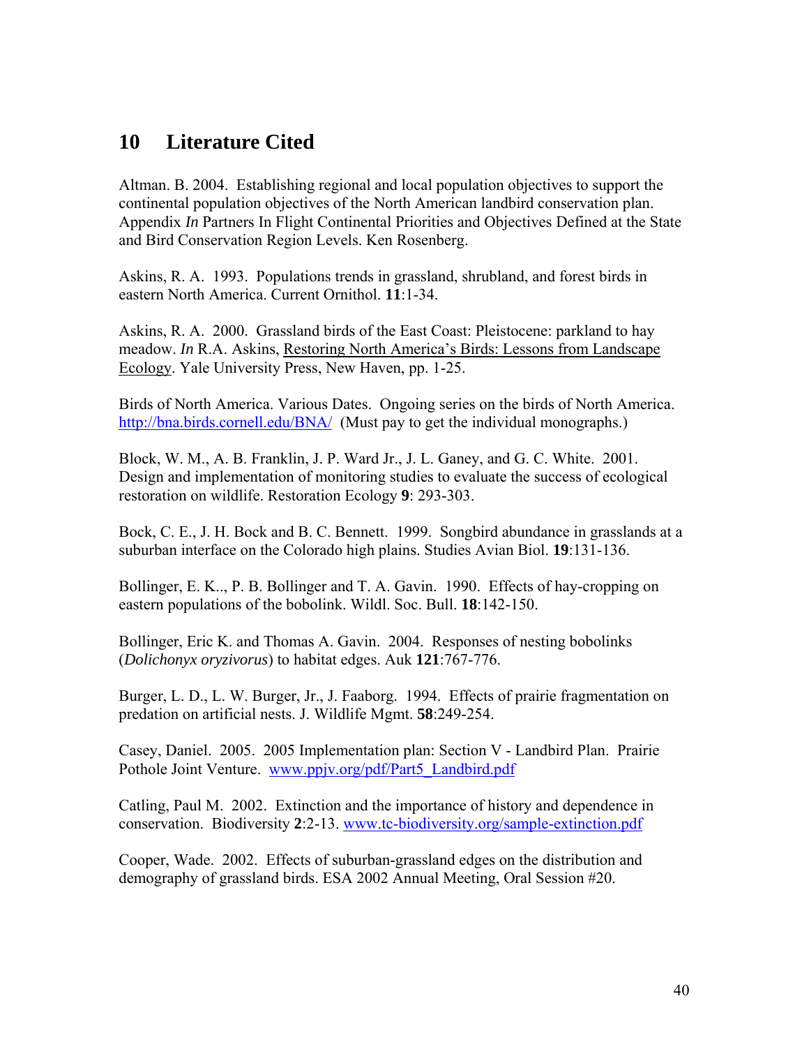# 10 Literature Cited

Altman. B. 2004. Establishing regional and local population objectives to support the continental population objectives of the North American landbird conservation plan. Appendix *In* Partners In Flight Continental Priorities and Objectives Defined at the State and Bird Conservation Region Levels. Ken Rosenberg.

Askins, R. A. 1993. Populations trends in grassland, shrubland, and forest birds in eastern North America. Current Ornithol. **11**:1-34.

Askins, R. A. 2000. Grassland birds of the East Coast: Pleistocene: parkland to hay meadow. *In* R.A. Askins, Restoring North America's Birds: Lessons from Landscape Ecology. Yale University Press, New Haven, pp. 1-25.

Birds of North America. Various Dates. Ongoing series on the birds of North America. http://bna.birds.cornell.edu/BNA/ (Must pay to get the individual monographs.)

Block, W. M., A. B. Franklin, J. P. Ward Jr., J. L. Ganey, and G. C. White. 2001. Design and implementation of monitoring studies to evaluate the success of ecological restoration on wildlife. Restoration Ecology **9**: 293-303.

Bock, C. E., J. H. Bock and B. C. Bennett. 1999. Songbird abundance in grasslands at a suburban interface on the Colorado high plains. Studies Avian Biol. **19**:131-136.

Bollinger, E. K.., P. B. Bollinger and T. A. Gavin. 1990. Effects of hay-cropping on eastern populations of the bobolink. Wildl. Soc. Bull. **18**:142-150.

Bollinger, Eric K. and Thomas A. Gavin. 2004. Responses of nesting bobolinks (*Dolichonyx oryzivorus*) to habitat edges. Auk **121**:767-776.

Burger, L. D., L. W. Burger, Jr., J. Faaborg. 1994. Effects of prairie fragmentation on predation on artificial nests. J. Wildlife Mgmt. **58**:249-254.

Casey, Daniel. 2005. 2005 Implementation plan: Section V - Landbird Plan. Prairie Pothole Joint Venture. www.ppjv.org/pdf/Part5_Landbird.pdf

Catling, Paul M. 2002. Extinction and the importance of history and dependence in conservation. Biodiversity **2**:2-13. www.tc-biodiversity.org/sample-extinction.pdf

Cooper, Wade. 2002. Effects of suburban-grassland edges on the distribution and demography of grassland birds. ESA 2002 Annual Meeting, Oral Session #20.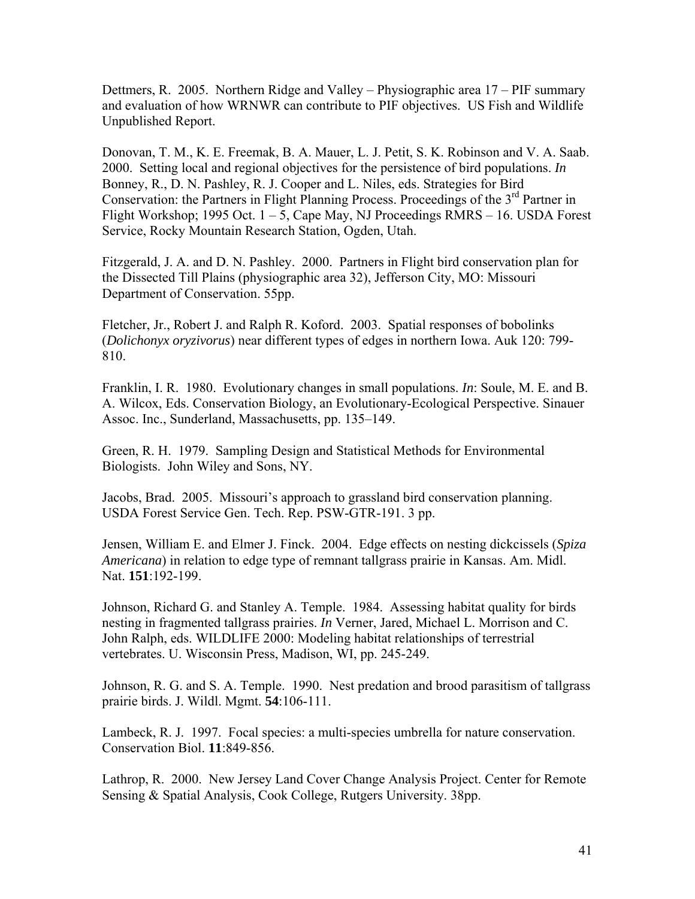Dettmers, R. 2005. Northern Ridge and Valley – Physiographic area 17 – PIF summary and evaluation of how WRNWR can contribute to PIF objectives. US Fish and Wildlife Unpublished Report.

Donovan, T. M., K. E. Freemak, B. A. Mauer, L. J. Petit, S. K. Robinson and V. A. Saab. 2000. Setting local and regional objectives for the persistence of bird populations. *In* Bonney, R., D. N. Pashley, R. J. Cooper and L. Niles, eds. Strategies for Bird Conservation: the Partners in Flight Planning Process. Proceedings of the 3rd Partner in Flight Workshop; 1995 Oct. 1 – 5, Cape May, NJ Proceedings RMRS – 16. USDA Forest Service, Rocky Mountain Research Station, Ogden, Utah.

Fitzgerald, J. A. and D. N. Pashley. 2000. Partners in Flight bird conservation plan for the Dissected Till Plains (physiographic area 32), Jefferson City, MO: Missouri Department of Conservation. 55pp.

Fletcher, Jr., Robert J. and Ralph R. Koford. 2003. Spatial responses of bobolinks (*Dolichonyx oryzivorus*) near different types of edges in northern Iowa. Auk 120: 799-810.

Franklin, I. R. 1980. Evolutionary changes in small populations. *In*: Soule, M. E. and B. A. Wilcox, Eds. Conservation Biology, an Evolutionary-Ecological Perspective. Sinauer Assoc. Inc., Sunderland, Massachusetts, pp. 135–149.

Green, R. H. 1979. Sampling Design and Statistical Methods for Environmental Biologists. John Wiley and Sons, NY.

Jacobs, Brad. 2005. Missouri's approach to grassland bird conservation planning. USDA Forest Service Gen. Tech. Rep. PSW-GTR-191. 3 pp.

Jensen, William E. and Elmer J. Finck. 2004. Edge effects on nesting dickcissels (*Spiza Americana*) in relation to edge type of remnant tallgrass prairie in Kansas. Am. Midl. Nat. **151**:192-199.

Johnson, Richard G. and Stanley A. Temple. 1984. Assessing habitat quality for birds nesting in fragmented tallgrass prairies. *In* Verner, Jared, Michael L. Morrison and C. John Ralph, eds. WILDLIFE 2000: Modeling habitat relationships of terrestrial vertebrates. U. Wisconsin Press, Madison, WI, pp. 245-249.

Johnson, R. G. and S. A. Temple. 1990. Nest predation and brood parasitism of tallgrass prairie birds. J. Wildl. Mgmt. **54**:106-111.

Lambeck, R. J. 1997. Focal species: a multi-species umbrella for nature conservation. Conservation Biol. **11**:849-856.

Lathrop, R. 2000. New Jersey Land Cover Change Analysis Project. Center for Remote Sensing & Spatial Analysis, Cook College, Rutgers University. 38pp.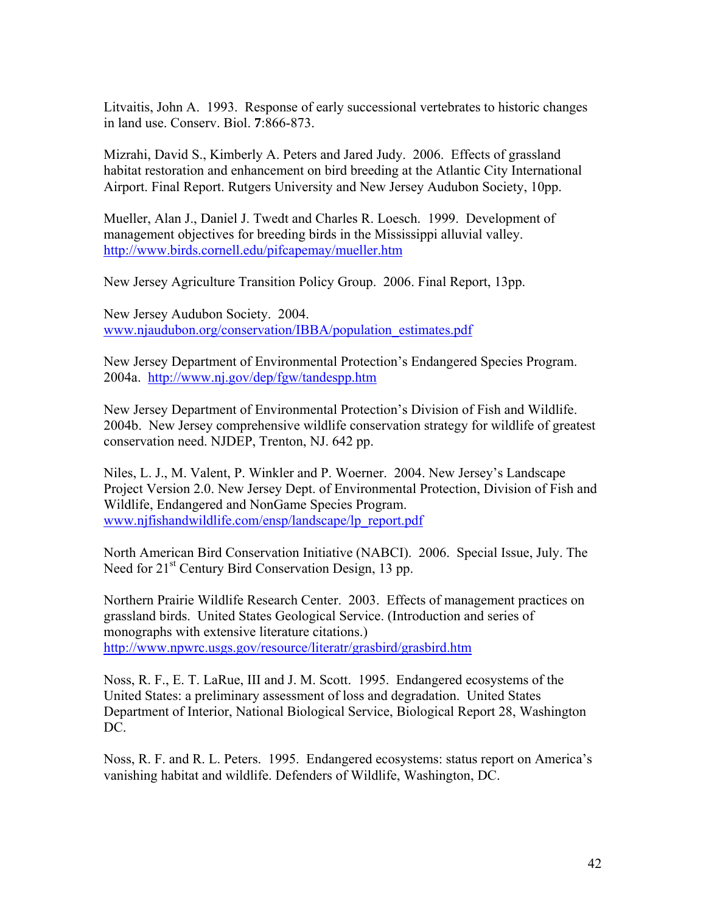Litvaitis, John A. 1993. Response of early successional vertebrates to historic changes in land use. Conserv. Biol. **7**:866-873.

Mizrahi, David S., Kimberly A. Peters and Jared Judy. 2006. Effects of grassland habitat restoration and enhancement on bird breeding at the Atlantic City International Airport. Final Report. Rutgers University and New Jersey Audubon Society, 10pp.

Mueller, Alan J., Daniel J. Twedt and Charles R. Loesch. 1999. Development of management objectives for breeding birds in the Mississippi alluvial valley. http://www.birds.cornell.edu/pifcapemay/mueller.htm

New Jersey Agriculture Transition Policy Group. 2006. Final Report, 13pp.

New Jersey Audubon Society. 2004. www.njaudubon.org/conservation/IBBA/population_estimates.pdf

New Jersey Department of Environmental Protection's Endangered Species Program. 2004a. http://www.nj.gov/dep/fgw/tandespp.htm

New Jersey Department of Environmental Protection's Division of Fish and Wildlife. 2004b. New Jersey comprehensive wildlife conservation strategy for wildlife of greatest conservation need. NJDEP, Trenton, NJ. 642 pp.

Niles, L. J., M. Valent, P. Winkler and P. Woerner. 2004. New Jersey's Landscape Project Version 2.0. New Jersey Dept. of Environmental Protection, Division of Fish and Wildlife, Endangered and NonGame Species Program. www.njfishandwildlife.com/ensp/landscape/lp_report.pdf

North American Bird Conservation Initiative (NABCI). 2006. Special Issue, July. The Need for 21st Century Bird Conservation Design, 13 pp.

Northern Prairie Wildlife Research Center. 2003. Effects of management practices on grassland birds. United States Geological Service. (Introduction and series of monographs with extensive literature citations.) http://www.npwrc.usgs.gov/resource/literatr/grasbird/grasbird.htm

Noss, R. F., E. T. LaRue, III and J. M. Scott. 1995. Endangered ecosystems of the United States: a preliminary assessment of loss and degradation. United States Department of Interior, National Biological Service, Biological Report 28, Washington DC.

Noss, R. F. and R. L. Peters. 1995. Endangered ecosystems: status report on America's vanishing habitat and wildlife. Defenders of Wildlife, Washington, DC.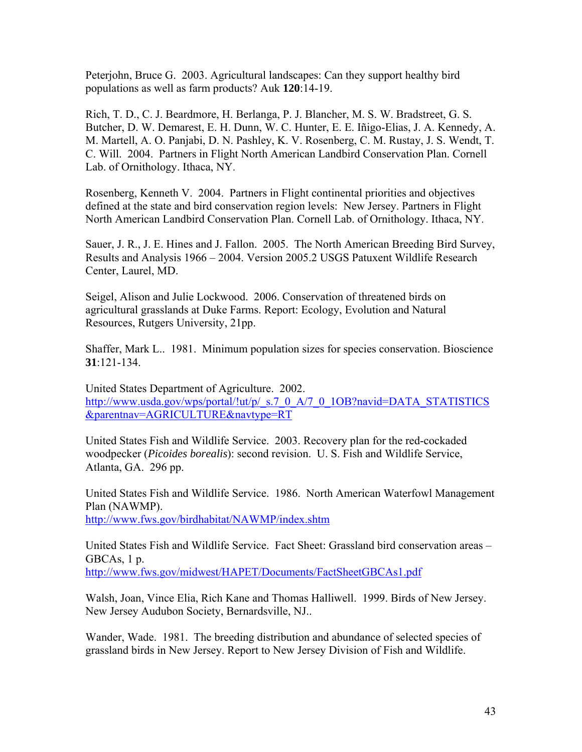Peterjohn, Bruce G. 2003. Agricultural landscapes: Can they support healthy bird populations as well as farm products? Auk **120**:14-19.

Rich, T. D., C. J. Beardmore, H. Berlanga, P. J. Blancher, M. S. W. Bradstreet, G. S. Butcher, D. W. Demarest, E. H. Dunn, W. C. Hunter, E. E. Iñigo-Elias, J. A. Kennedy, A. M. Martell, A. O. Panjabi, D. N. Pashley, K. V. Rosenberg, C. M. Rustay, J. S. Wendt, T. C. Will. 2004. Partners in Flight North American Landbird Conservation Plan. Cornell Lab. of Ornithology. Ithaca, NY.

Rosenberg, Kenneth V. 2004. Partners in Flight continental priorities and objectives defined at the state and bird conservation region levels: New Jersey. Partners in Flight North American Landbird Conservation Plan. Cornell Lab. of Ornithology. Ithaca, NY.

Sauer, J. R., J. E. Hines and J. Fallon. 2005. The North American Breeding Bird Survey, Results and Analysis 1966 – 2004. Version 2005.2 USGS Patuxent Wildlife Research Center, Laurel, MD.

Seigel, Alison and Julie Lockwood. 2006. Conservation of threatened birds on agricultural grasslands at Duke Farms. Report: Ecology, Evolution and Natural Resources, Rutgers University, 21pp.

Shaffer, Mark L.. 1981. Minimum population sizes for species conservation. Bioscience **31**:121-134.

United States Department of Agriculture. 2002. http://www.usda.gov/wps/portal/!ut/p/_s.7_0_A/7_0_1OB?navid=DATA_STATISTICS&parentnav=AGRICULTURE&navtype=RT

United States Fish and Wildlife Service. 2003. Recovery plan for the red-cockaded woodpecker (*Picoides borealis*): second revision. U. S. Fish and Wildlife Service, Atlanta, GA. 296 pp.

United States Fish and Wildlife Service. 1986. North American Waterfowl Management Plan (NAWMP). http://www.fws.gov/birdhabitat/NAWMP/index.shtm

United States Fish and Wildlife Service. Fact Sheet: Grassland bird conservation areas – GBCAs, 1 p. http://www.fws.gov/midwest/HAPET/Documents/FactSheetGBCAs1.pdf

Walsh, Joan, Vince Elia, Rich Kane and Thomas Halliwell. 1999. Birds of New Jersey. New Jersey Audubon Society, Bernardsville, NJ..

Wander, Wade. 1981. The breeding distribution and abundance of selected species of grassland birds in New Jersey. Report to New Jersey Division of Fish and Wildlife.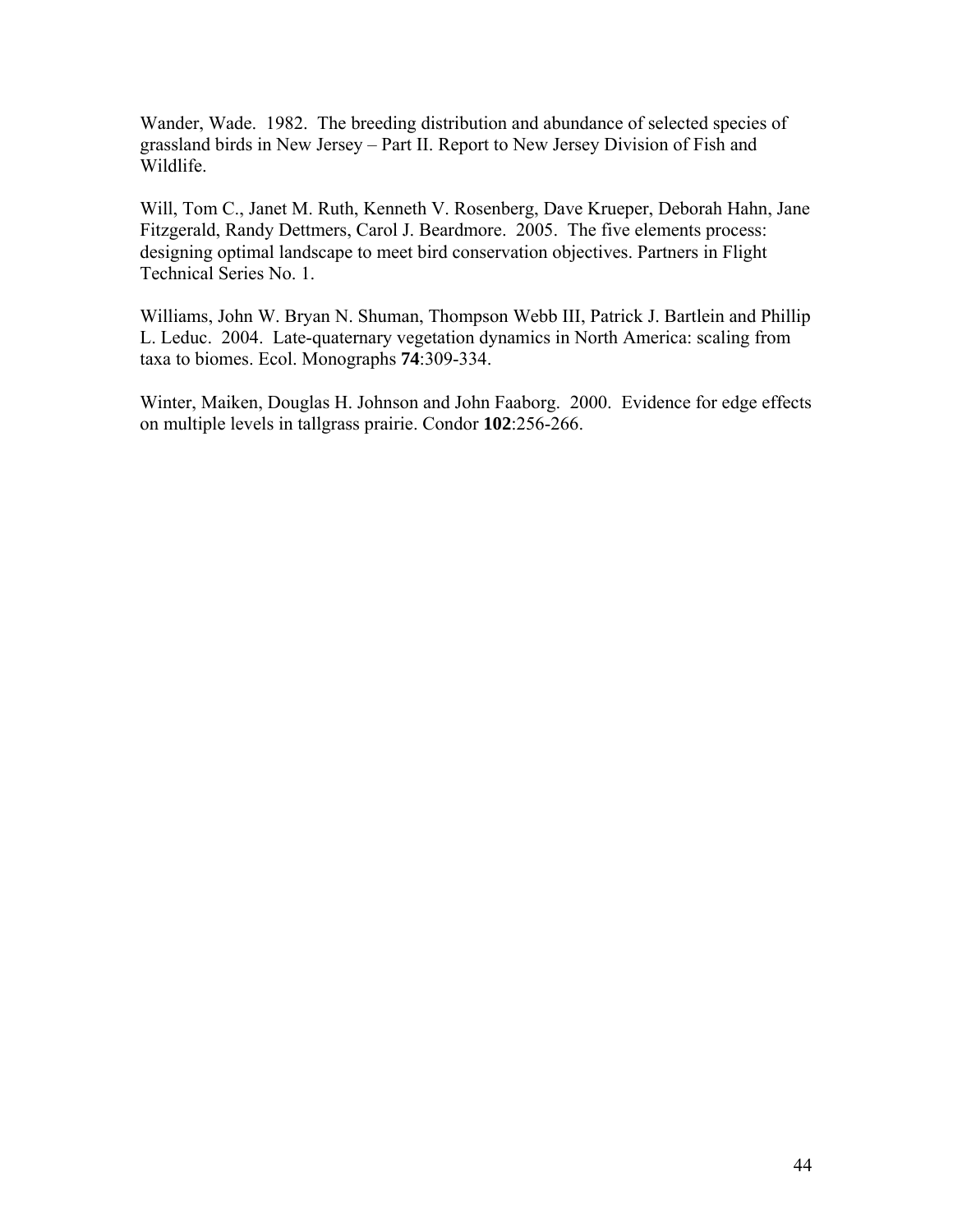Wander, Wade. 1982. The breeding distribution and abundance of selected species of grassland birds in New Jersey – Part II. Report to New Jersey Division of Fish and Wildlife.

Will, Tom C., Janet M. Ruth, Kenneth V. Rosenberg, Dave Krueper, Deborah Hahn, Jane Fitzgerald, Randy Dettmers, Carol J. Beardmore. 2005. The five elements process: designing optimal landscape to meet bird conservation objectives. Partners in Flight Technical Series No. 1.

Williams, John W. Bryan N. Shuman, Thompson Webb III, Patrick J. Bartlein and Phillip L. Leduc. 2004. Late-quaternary vegetation dynamics in North America: scaling from taxa to biomes. Ecol. Monographs **74**:309-334.

Winter, Maiken, Douglas H. Johnson and John Faaborg. 2000. Evidence for edge effects on multiple levels in tallgrass prairie. Condor **102**:256-266.